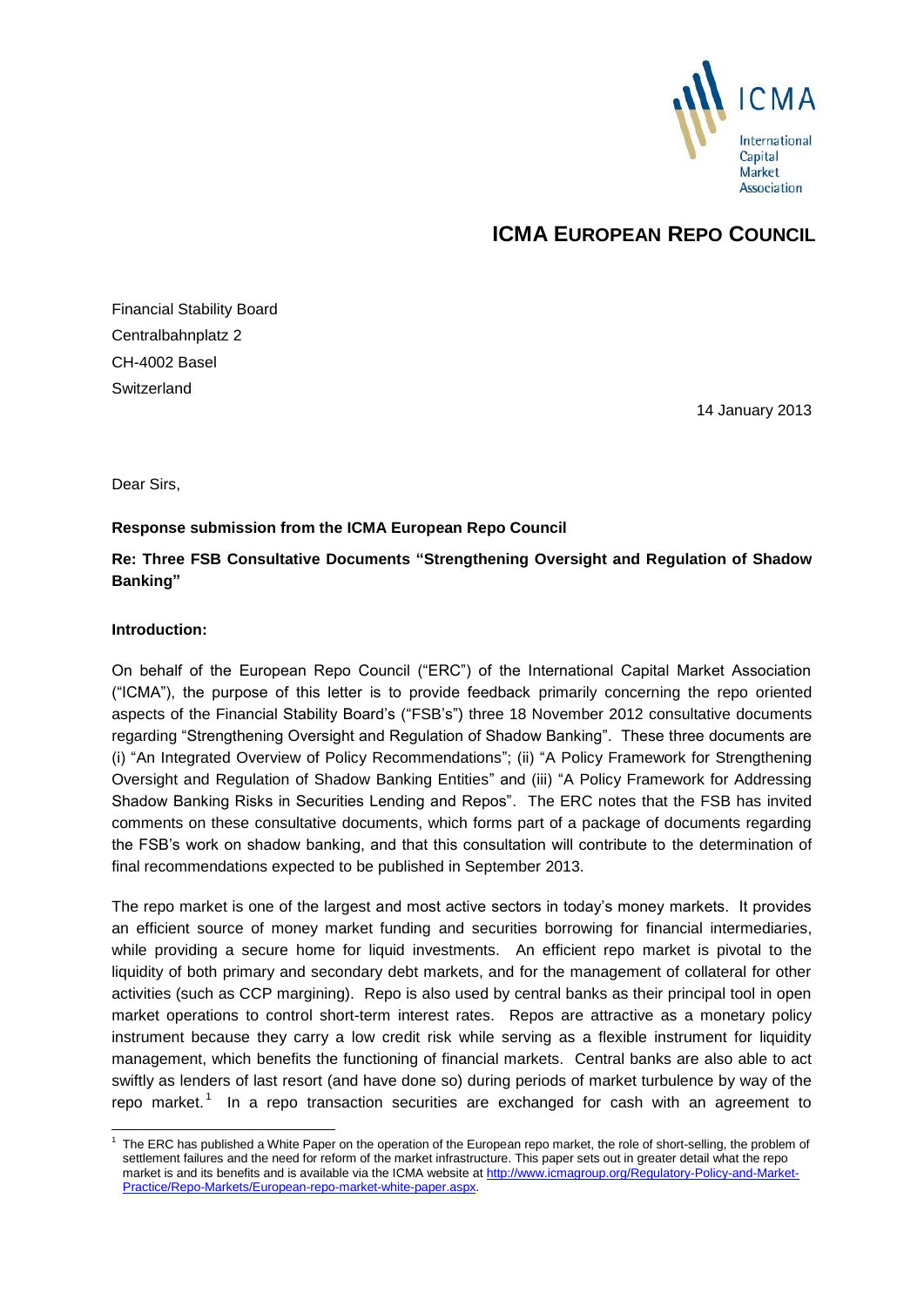# ICMA EUROPEAN REPO COUNCIL

Financial Stability Board
Centralbahnplatz 2
CH-4002 Basel
Switzerland

14 January 2013

Dear Sirs,

**Response submission from the ICMA European Repo Council**

**Re: Three FSB Consultative Documents "Strengthening Oversight and Regulation of Shadow Banking"**

**Introduction:**

On behalf of the European Repo Council ("ERC") of the International Capital Market Association ("ICMA"), the purpose of this letter is to provide feedback primarily concerning the repo oriented aspects of the Financial Stability Board's ("FSB's") three 18 November 2012 consultative documents regarding "Strengthening Oversight and Regulation of Shadow Banking". These three documents are (i) "An Integrated Overview of Policy Recommendations"; (ii) "A Policy Framework for Strengthening Oversight and Regulation of Shadow Banking Entities" and (iii) "A Policy Framework for Addressing Shadow Banking Risks in Securities Lending and Repos". The ERC notes that the FSB has invited comments on these consultative documents, which forms part of a package of documents regarding the FSB's work on shadow banking, and that this consultation will contribute to the determination of final recommendations expected to be published in September 2013.

The repo market is one of the largest and most active sectors in today's money markets. It provides an efficient source of money market funding and securities borrowing for financial intermediaries, while providing a secure home for liquid investments. An efficient repo market is pivotal to the liquidity of both primary and secondary debt markets, and for the management of collateral for other activities (such as CCP margining). Repo is also used by central banks as their principal tool in open market operations to control short-term interest rates. Repos are attractive as a monetary policy instrument because they carry a low credit risk while serving as a flexible instrument for liquidity management, which benefits the functioning of financial markets. Central banks are also able to act swiftly as lenders of last resort (and have done so) during periods of market turbulence by way of the repo market.[1] In a repo transaction securities are exchanged for cash with an agreement to

[1] The ERC has published a White Paper on the operation of the European repo market, the role of short-selling, the problem of settlement failures and the need for reform of the market infrastructure. This paper sets out in greater detail what the repo market is and its benefits and is available via the ICMA website at http://www.icmagroup.org/Regulatory-Policy-and-Market-Practice/Repo-Markets/European-repo-market-white-paper.aspx.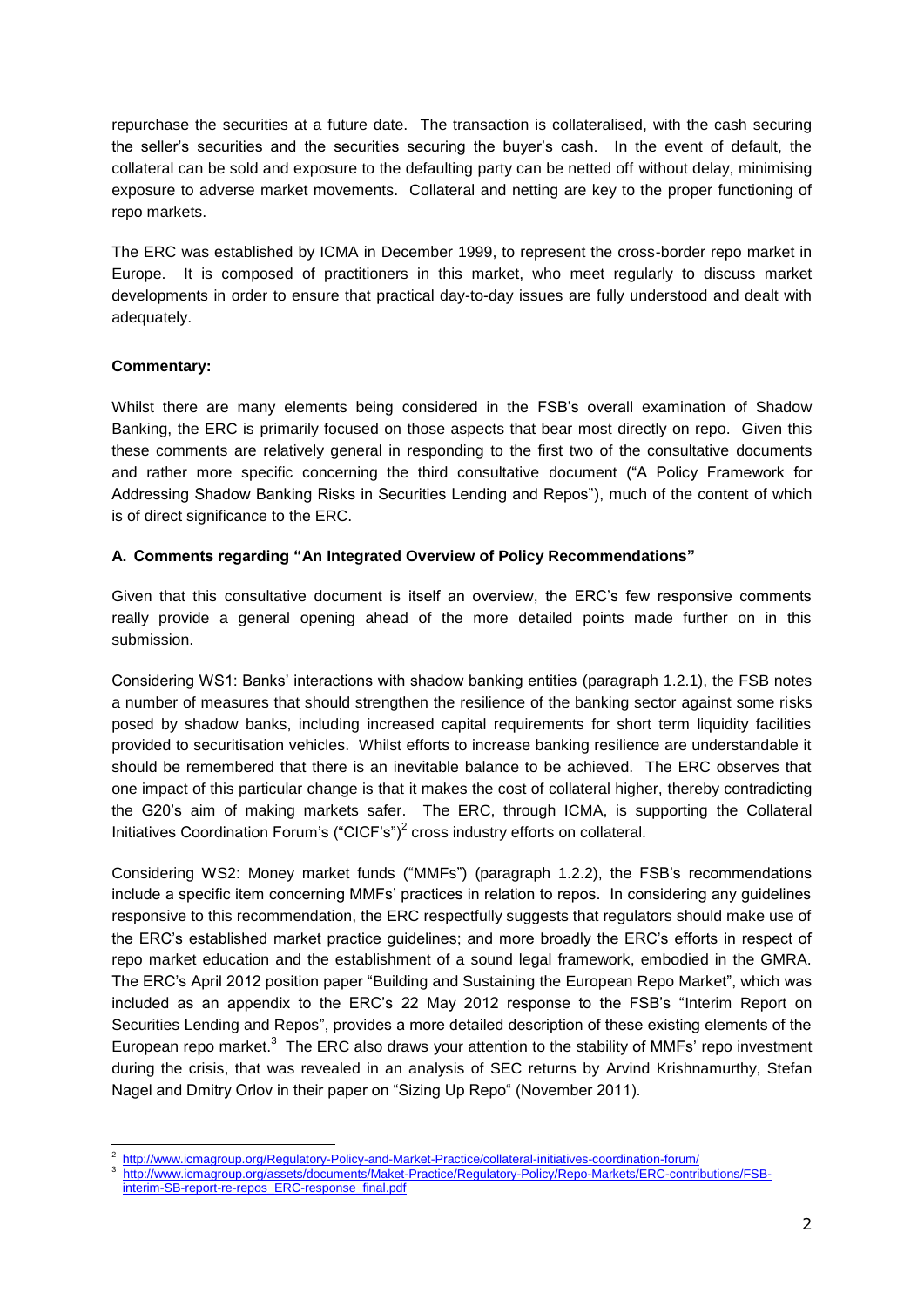repurchase the securities at a future date. The transaction is collateralised, with the cash securing the seller's securities and the securities securing the buyer's cash. In the event of default, the collateral can be sold and exposure to the defaulting party can be netted off without delay, minimising exposure to adverse market movements. Collateral and netting are key to the proper functioning of repo markets.

The ERC was established by ICMA in December 1999, to represent the cross-border repo market in Europe. It is composed of practitioners in this market, who meet regularly to discuss market developments in order to ensure that practical day-to-day issues are fully understood and dealt with adequately.

**Commentary:**

Whilst there are many elements being considered in the FSB's overall examination of Shadow Banking, the ERC is primarily focused on those aspects that bear most directly on repo. Given this these comments are relatively general in responding to the first two of the consultative documents and rather more specific concerning the third consultative document ("A Policy Framework for Addressing Shadow Banking Risks in Securities Lending and Repos"), much of the content of which is of direct significance to the ERC.

**A. Comments regarding "An Integrated Overview of Policy Recommendations"**

Given that this consultative document is itself an overview, the ERC's few responsive comments really provide a general opening ahead of the more detailed points made further on in this submission.

Considering WS1: Banks' interactions with shadow banking entities (paragraph 1.2.1), the FSB notes a number of measures that should strengthen the resilience of the banking sector against some risks posed by shadow banks, including increased capital requirements for short term liquidity facilities provided to securitisation vehicles. Whilst efforts to increase banking resilience are understandable it should be remembered that there is an inevitable balance to be achieved. The ERC observes that one impact of this particular change is that it makes the cost of collateral higher, thereby contradicting the G20's aim of making markets safer. The ERC, through ICMA, is supporting the Collateral Initiatives Coordination Forum's ("CICF's")[2] cross industry efforts on collateral.

Considering WS2: Money market funds ("MMFs") (paragraph 1.2.2), the FSB's recommendations include a specific item concerning MMFs' practices in relation to repos. In considering any guidelines responsive to this recommendation, the ERC respectfully suggests that regulators should make use of the ERC's established market practice guidelines; and more broadly the ERC's efforts in respect of repo market education and the establishment of a sound legal framework, embodied in the GMRA. The ERC's April 2012 position paper "Building and Sustaining the European Repo Market", which was included as an appendix to the ERC's 22 May 2012 response to the FSB's "Interim Report on Securities Lending and Repos", provides a more detailed description of these existing elements of the European repo market.[3] The ERC also draws your attention to the stability of MMFs' repo investment during the crisis, that was revealed in an analysis of SEC returns by Arvind Krishnamurthy, Stefan Nagel and Dmitry Orlov in their paper on "Sizing Up Repo" (November 2011).

---

[2] http://www.icmagroup.org/Regulatory-Policy-and-Market-Practice/collateral-initiatives-coordination-forum/

[3] http://www.icmagroup.org/assets/documents/Maket-Practice/Regulatory-Policy/Repo-Markets/ERC-contributions/FSB-interim-SB-report-re-repos_ERC-response_final.pdf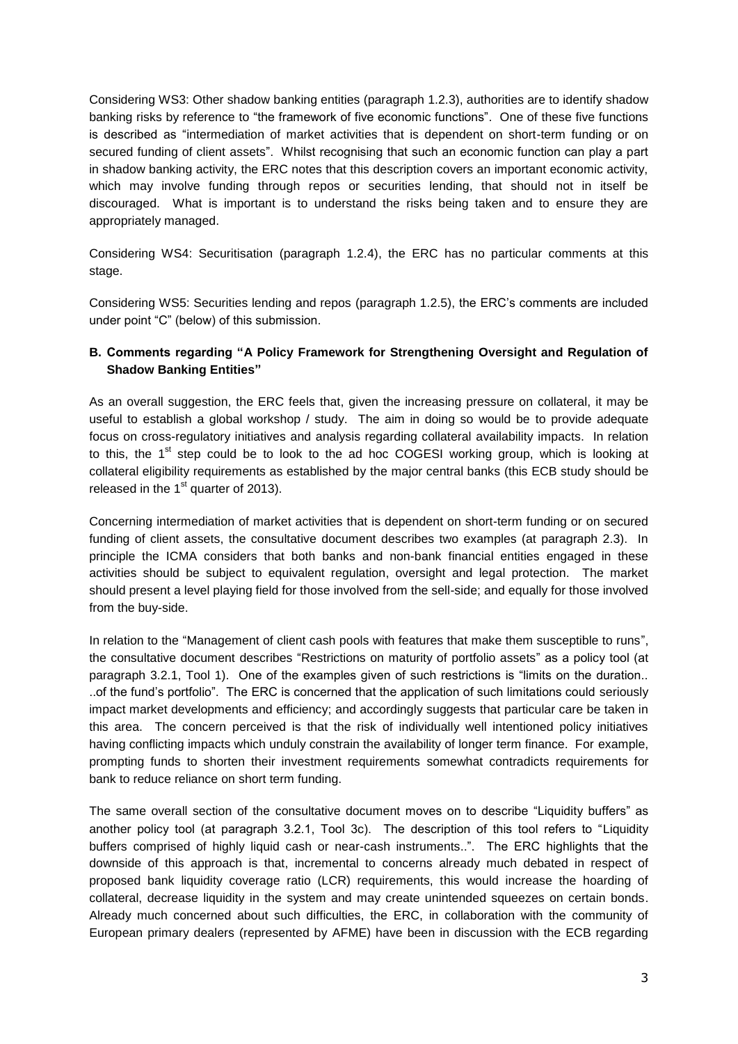Considering WS3: Other shadow banking entities (paragraph 1.2.3), authorities are to identify shadow banking risks by reference to "the framework of five economic functions". One of these five functions is described as "intermediation of market activities that is dependent on short-term funding or on secured funding of client assets". Whilst recognising that such an economic function can play a part in shadow banking activity, the ERC notes that this description covers an important economic activity, which may involve funding through repos or securities lending, that should not in itself be discouraged. What is important is to understand the risks being taken and to ensure they are appropriately managed.

Considering WS4: Securitisation (paragraph 1.2.4), the ERC has no particular comments at this stage.

Considering WS5: Securities lending and repos (paragraph 1.2.5), the ERC's comments are included under point "C" (below) of this submission.

**B. Comments regarding "A Policy Framework for Strengthening Oversight and Regulation of Shadow Banking Entities"**

As an overall suggestion, the ERC feels that, given the increasing pressure on collateral, it may be useful to establish a global workshop / study. The aim in doing so would be to provide adequate focus on cross-regulatory initiatives and analysis regarding collateral availability impacts. In relation to this, the 1st step could be to look to the ad hoc COGESI working group, which is looking at collateral eligibility requirements as established by the major central banks (this ECB study should be released in the 1st quarter of 2013).

Concerning intermediation of market activities that is dependent on short-term funding or on secured funding of client assets, the consultative document describes two examples (at paragraph 2.3). In principle the ICMA considers that both banks and non-bank financial entities engaged in these activities should be subject to equivalent regulation, oversight and legal protection. The market should present a level playing field for those involved from the sell-side; and equally for those involved from the buy-side.

In relation to the "Management of client cash pools with features that make them susceptible to runs", the consultative document describes "Restrictions on maturity of portfolio assets" as a policy tool (at paragraph 3.2.1, Tool 1). One of the examples given of such restrictions is "limits on the duration.. ..of the fund's portfolio". The ERC is concerned that the application of such limitations could seriously impact market developments and efficiency; and accordingly suggests that particular care be taken in this area. The concern perceived is that the risk of individually well intentioned policy initiatives having conflicting impacts which unduly constrain the availability of longer term finance. For example, prompting funds to shorten their investment requirements somewhat contradicts requirements for bank to reduce reliance on short term funding.

The same overall section of the consultative document moves on to describe "Liquidity buffers" as another policy tool (at paragraph 3.2.1, Tool 3c). The description of this tool refers to "Liquidity buffers comprised of highly liquid cash or near-cash instruments..". The ERC highlights that the downside of this approach is that, incremental to concerns already much debated in respect of proposed bank liquidity coverage ratio (LCR) requirements, this would increase the hoarding of collateral, decrease liquidity in the system and may create unintended squeezes on certain bonds. Already much concerned about such difficulties, the ERC, in collaboration with the community of European primary dealers (represented by AFME) have been in discussion with the ECB regarding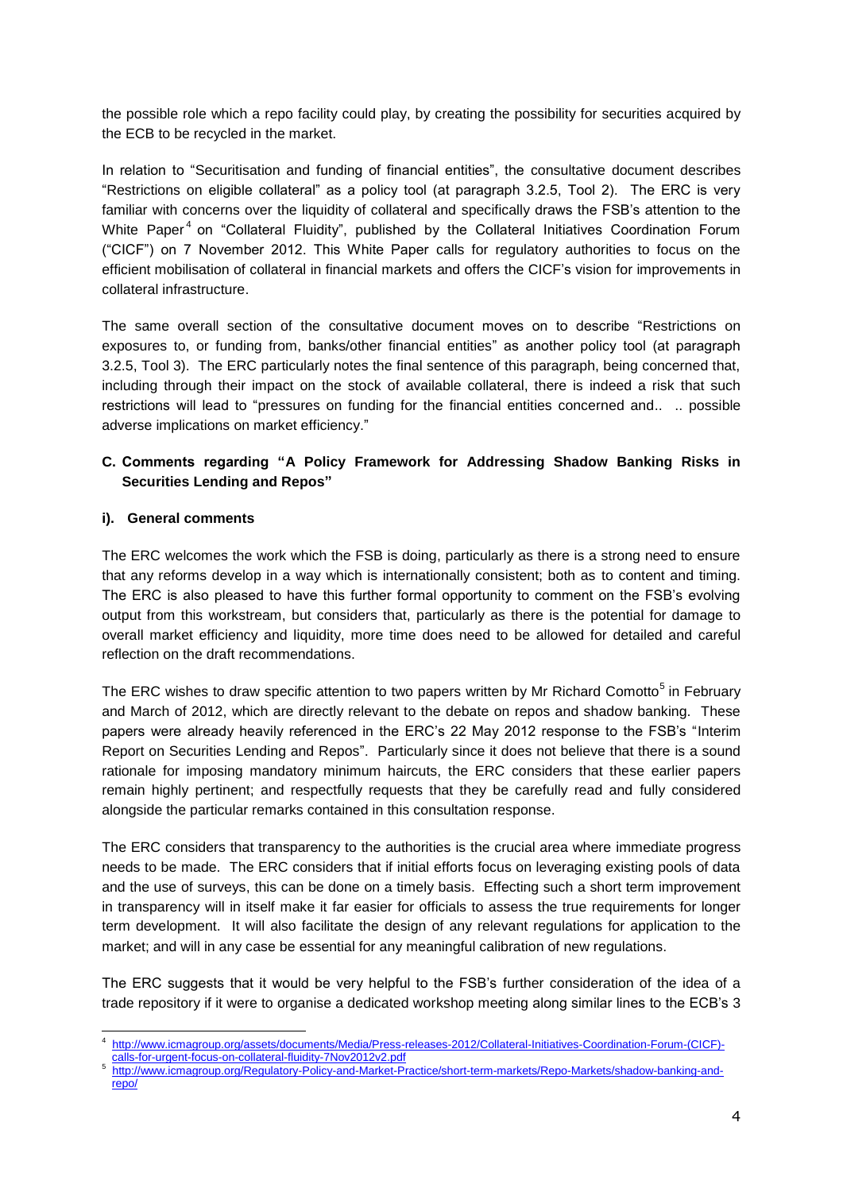the possible role which a repo facility could play, by creating the possibility for securities acquired by the ECB to be recycled in the market.

In relation to "Securitisation and funding of financial entities", the consultative document describes "Restrictions on eligible collateral" as a policy tool (at paragraph 3.2.5, Tool 2). The ERC is very familiar with concerns over the liquidity of collateral and specifically draws the FSB's attention to the White Paper[4] on "Collateral Fluidity", published by the Collateral Initiatives Coordination Forum ("CICF") on 7 November 2012. This White Paper calls for regulatory authorities to focus on the efficient mobilisation of collateral in financial markets and offers the CICF's vision for improvements in collateral infrastructure.

The same overall section of the consultative document moves on to describe "Restrictions on exposures to, or funding from, banks/other financial entities" as another policy tool (at paragraph 3.2.5, Tool 3). The ERC particularly notes the final sentence of this paragraph, being concerned that, including through their impact on the stock of available collateral, there is indeed a risk that such restrictions will lead to "pressures on funding for the financial entities concerned and.. .. possible adverse implications on market efficiency."

**C. Comments regarding "A Policy Framework for Addressing Shadow Banking Risks in Securities Lending and Repos"**

**i). General comments**

The ERC welcomes the work which the FSB is doing, particularly as there is a strong need to ensure that any reforms develop in a way which is internationally consistent; both as to content and timing. The ERC is also pleased to have this further formal opportunity to comment on the FSB's evolving output from this workstream, but considers that, particularly as there is the potential for damage to overall market efficiency and liquidity, more time does need to be allowed for detailed and careful reflection on the draft recommendations.

The ERC wishes to draw specific attention to two papers written by Mr Richard Comotto[5] in February and March of 2012, which are directly relevant to the debate on repos and shadow banking. These papers were already heavily referenced in the ERC's 22 May 2012 response to the FSB's "Interim Report on Securities Lending and Repos". Particularly since it does not believe that there is a sound rationale for imposing mandatory minimum haircuts, the ERC considers that these earlier papers remain highly pertinent; and respectfully requests that they be carefully read and fully considered alongside the particular remarks contained in this consultation response.

The ERC considers that transparency to the authorities is the crucial area where immediate progress needs to be made. The ERC considers that if initial efforts focus on leveraging existing pools of data and the use of surveys, this can be done on a timely basis. Effecting such a short term improvement in transparency will in itself make it far easier for officials to assess the true requirements for longer term development. It will also facilitate the design of any relevant regulations for application to the market; and will in any case be essential for any meaningful calibration of new regulations.

The ERC suggests that it would be very helpful to the FSB's further consideration of the idea of a trade repository if it were to organise a dedicated workshop meeting along similar lines to the ECB's 3

---

[4] http://www.icmagroup.org/assets/documents/Media/Press-releases-2012/Collateral-Initiatives-Coordination-Forum-(CICF)-calls-for-urgent-focus-on-collateral-fluidity-7Nov2012v2.pdf

[5] http://www.icmagroup.org/Regulatory-Policy-and-Market-Practice/short-term-markets/Repo-Markets/shadow-banking-and-repo/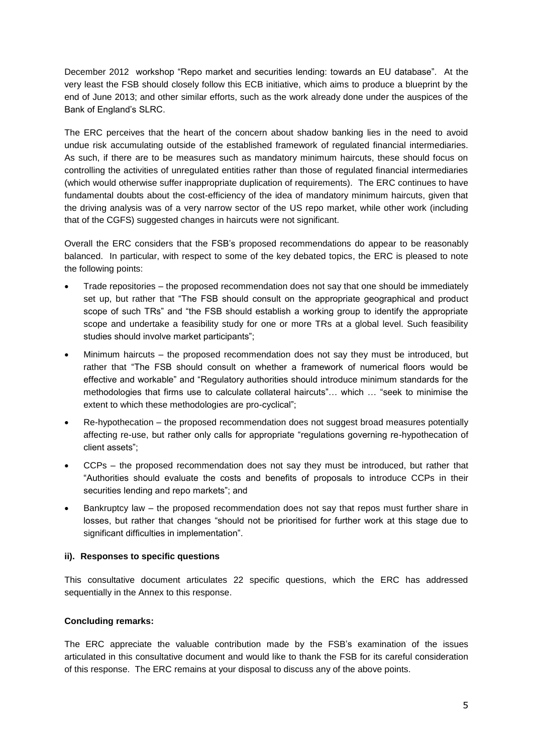December 2012 workshop "Repo market and securities lending: towards an EU database". At the very least the FSB should closely follow this ECB initiative, which aims to produce a blueprint by the end of June 2013; and other similar efforts, such as the work already done under the auspices of the Bank of England's SLRC.

The ERC perceives that the heart of the concern about shadow banking lies in the need to avoid undue risk accumulating outside of the established framework of regulated financial intermediaries. As such, if there are to be measures such as mandatory minimum haircuts, these should focus on controlling the activities of unregulated entities rather than those of regulated financial intermediaries (which would otherwise suffer inappropriate duplication of requirements). The ERC continues to have fundamental doubts about the cost-efficiency of the idea of mandatory minimum haircuts, given that the driving analysis was of a very narrow sector of the US repo market, while other work (including that of the CGFS) suggested changes in haircuts were not significant.

Overall the ERC considers that the FSB's proposed recommendations do appear to be reasonably balanced. In particular, with respect to some of the key debated topics, the ERC is pleased to note the following points:

- Trade repositories – the proposed recommendation does not say that one should be immediately set up, but rather that "The FSB should consult on the appropriate geographical and product scope of such TRs" and "the FSB should establish a working group to identify the appropriate scope and undertake a feasibility study for one or more TRs at a global level. Such feasibility studies should involve market participants";
- Minimum haircuts – the proposed recommendation does not say they must be introduced, but rather that "The FSB should consult on whether a framework of numerical floors would be effective and workable" and "Regulatory authorities should introduce minimum standards for the methodologies that firms use to calculate collateral haircuts"… which … "seek to minimise the extent to which these methodologies are pro-cyclical";
- Re-hypothecation – the proposed recommendation does not suggest broad measures potentially affecting re-use, but rather only calls for appropriate "regulations governing re-hypothecation of client assets";
- CCPs – the proposed recommendation does not say they must be introduced, but rather that "Authorities should evaluate the costs and benefits of proposals to introduce CCPs in their securities lending and repo markets"; and
- Bankruptcy law – the proposed recommendation does not say that repos must further share in losses, but rather that changes "should not be prioritised for further work at this stage due to significant difficulties in implementation".

**ii). Responses to specific questions**

This consultative document articulates 22 specific questions, which the ERC has addressed sequentially in the Annex to this response.

**Concluding remarks:**

The ERC appreciate the valuable contribution made by the FSB's examination of the issues articulated in this consultative document and would like to thank the FSB for its careful consideration of this response. The ERC remains at your disposal to discuss any of the above points.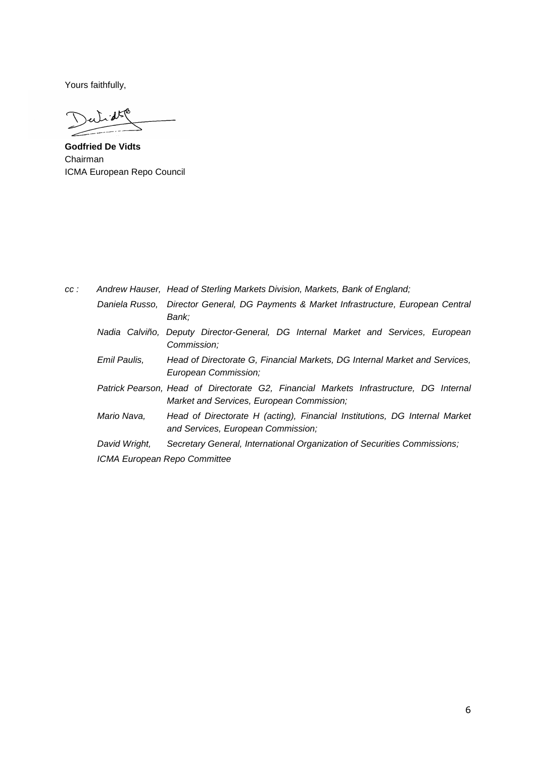Yours faithfully,

**Godfried De Vidts**
Chairman
ICMA European Repo Council

*cc :* *Andrew Hauser, Head of Sterling Markets Division, Markets, Bank of England;*

*Daniela Russo, Director General, DG Payments & Market Infrastructure, European Central Bank;*

*Nadia Calviño, Deputy Director-General, DG Internal Market and Services, European Commission;*

*Emil Paulis, Head of Directorate G, Financial Markets, DG Internal Market and Services, European Commission;*

*Patrick Pearson, Head of Directorate G2, Financial Markets Infrastructure, DG Internal Market and Services, European Commission;*

*Mario Nava, Head of Directorate H (acting), Financial Institutions, DG Internal Market and Services, European Commission;*

*David Wright, Secretary General, International Organization of Securities Commissions;*

*ICMA European Repo Committee*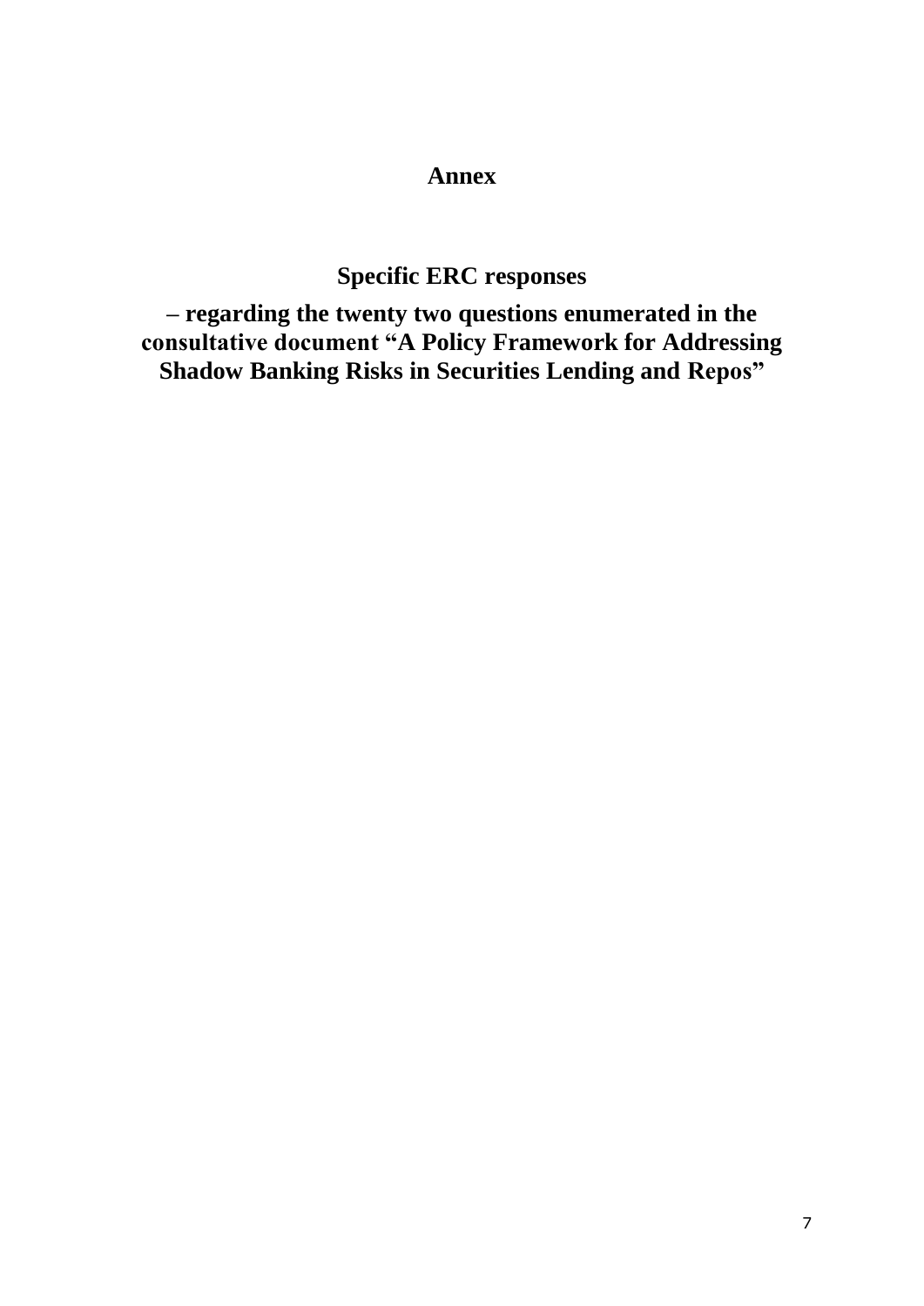# Annex

## Specific ERC responses

## – regarding the twenty two questions enumerated in the consultative document "A Policy Framework for Addressing Shadow Banking Risks in Securities Lending and Repos"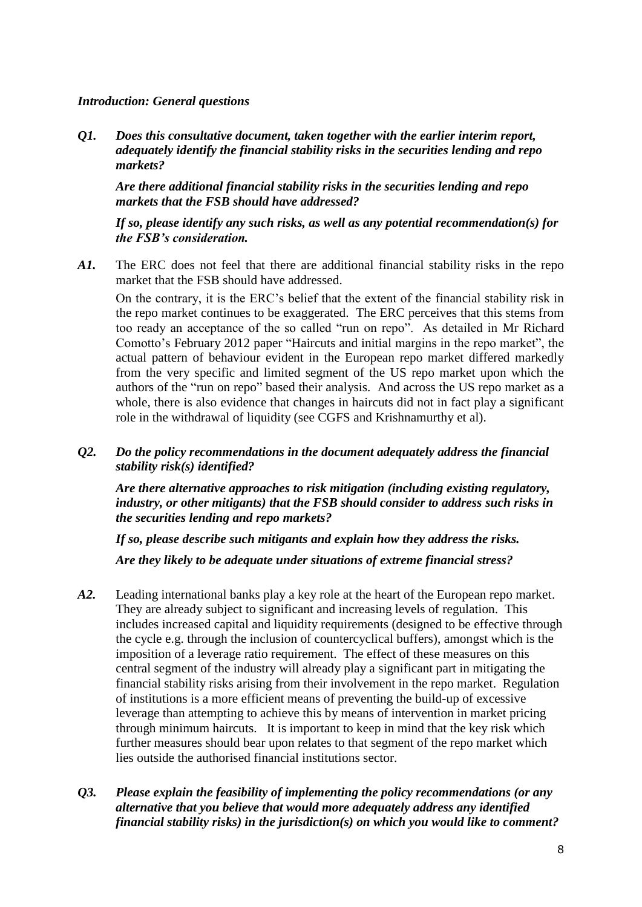*Introduction: General questions*

***Q1. Does this consultative document, taken together with the earlier interim report, adequately identify the financial stability risks in the securities lending and repo markets?***

***Are there additional financial stability risks in the securities lending and repo markets that the FSB should have addressed?***

***If so, please identify any such risks, as well as any potential recommendation(s) for the FSB's consideration.***

***A1.*** The ERC does not feel that there are additional financial stability risks in the repo market that the FSB should have addressed.

On the contrary, it is the ERC's belief that the extent of the financial stability risk in the repo market continues to be exaggerated. The ERC perceives that this stems from too ready an acceptance of the so called "run on repo". As detailed in Mr Richard Comotto's February 2012 paper "Haircuts and initial margins in the repo market", the actual pattern of behaviour evident in the European repo market differed markedly from the very specific and limited segment of the US repo market upon which the authors of the "run on repo" based their analysis. And across the US repo market as a whole, there is also evidence that changes in haircuts did not in fact play a significant role in the withdrawal of liquidity (see CGFS and Krishnamurthy et al).

***Q2. Do the policy recommendations in the document adequately address the financial stability risk(s) identified?***

***Are there alternative approaches to risk mitigation (including existing regulatory, industry, or other mitigants) that the FSB should consider to address such risks in the securities lending and repo markets?***

***If so, please describe such mitigants and explain how they address the risks.***

***Are they likely to be adequate under situations of extreme financial stress?***

***A2.*** Leading international banks play a key role at the heart of the European repo market. They are already subject to significant and increasing levels of regulation. This includes increased capital and liquidity requirements (designed to be effective through the cycle e.g. through the inclusion of countercyclical buffers), amongst which is the imposition of a leverage ratio requirement. The effect of these measures on this central segment of the industry will already play a significant part in mitigating the financial stability risks arising from their involvement in the repo market. Regulation of institutions is a more efficient means of preventing the build-up of excessive leverage than attempting to achieve this by means of intervention in market pricing through minimum haircuts. It is important to keep in mind that the key risk which further measures should bear upon relates to that segment of the repo market which lies outside the authorised financial institutions sector.

***Q3. Please explain the feasibility of implementing the policy recommendations (or any alternative that you believe that would more adequately address any identified financial stability risks) in the jurisdiction(s) on which you would like to comment?***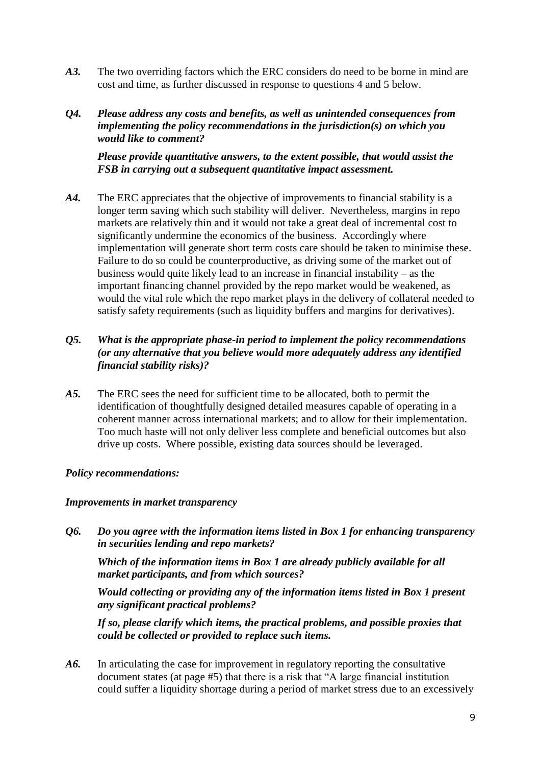***A3.*** The two overriding factors which the ERC considers do need to be borne in mind are cost and time, as further discussed in response to questions 4 and 5 below.

***Q4. Please address any costs and benefits, as well as unintended consequences from implementing the policy recommendations in the jurisdiction(s) on which you would like to comment?***

***Please provide quantitative answers, to the extent possible, that would assist the FSB in carrying out a subsequent quantitative impact assessment.***

***A4.*** The ERC appreciates that the objective of improvements to financial stability is a longer term saving which such stability will deliver. Nevertheless, margins in repo markets are relatively thin and it would not take a great deal of incremental cost to significantly undermine the economics of the business. Accordingly where implementation will generate short term costs care should be taken to minimise these. Failure to do so could be counterproductive, as driving some of the market out of business would quite likely lead to an increase in financial instability – as the important financing channel provided by the repo market would be weakened, as would the vital role which the repo market plays in the delivery of collateral needed to satisfy safety requirements (such as liquidity buffers and margins for derivatives).

***Q5. What is the appropriate phase-in period to implement the policy recommendations (or any alternative that you believe would more adequately address any identified financial stability risks)?***

***A5.*** The ERC sees the need for sufficient time to be allocated, both to permit the identification of thoughtfully designed detailed measures capable of operating in a coherent manner across international markets; and to allow for their implementation. Too much haste will not only deliver less complete and beneficial outcomes but also drive up costs. Where possible, existing data sources should be leveraged.

***Policy recommendations:***

***Improvements in market transparency***

***Q6. Do you agree with the information items listed in Box 1 for enhancing transparency in securities lending and repo markets?***

***Which of the information items in Box 1 are already publicly available for all market participants, and from which sources?***

***Would collecting or providing any of the information items listed in Box 1 present any significant practical problems?***

***If so, please clarify which items, the practical problems, and possible proxies that could be collected or provided to replace such items.***

***A6.*** In articulating the case for improvement in regulatory reporting the consultative document states (at page #5) that there is a risk that "A large financial institution could suffer a liquidity shortage during a period of market stress due to an excessively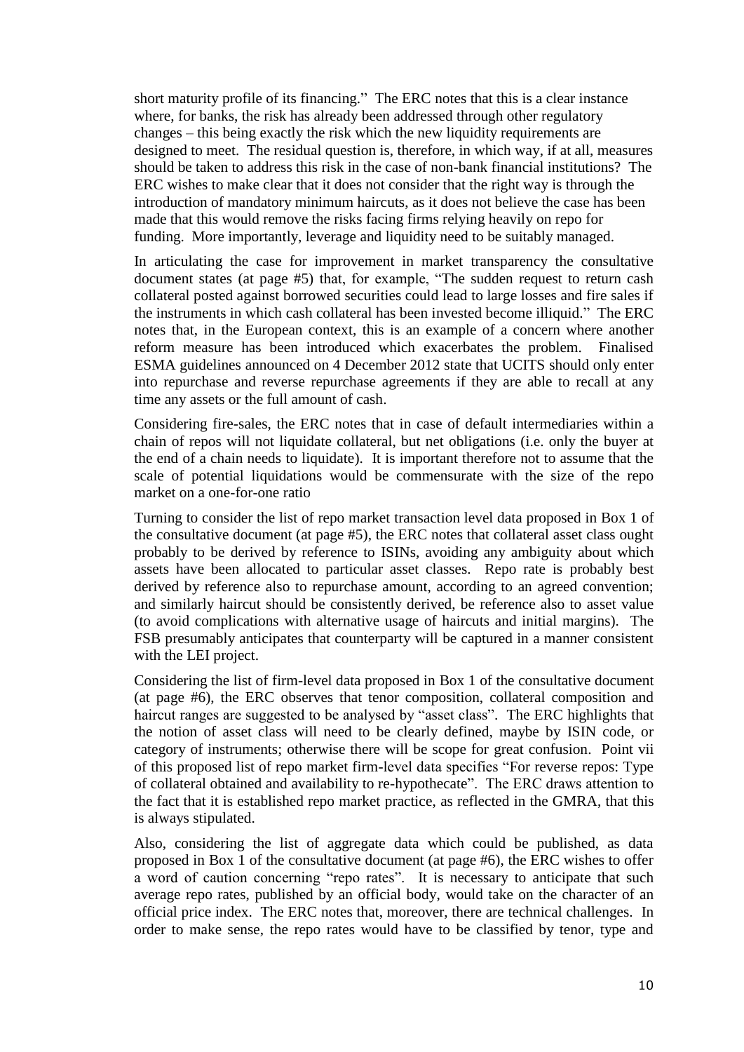short maturity profile of its financing." The ERC notes that this is a clear instance where, for banks, the risk has already been addressed through other regulatory changes – this being exactly the risk which the new liquidity requirements are designed to meet. The residual question is, therefore, in which way, if at all, measures should be taken to address this risk in the case of non-bank financial institutions? The ERC wishes to make clear that it does not consider that the right way is through the introduction of mandatory minimum haircuts, as it does not believe the case has been made that this would remove the risks facing firms relying heavily on repo for funding. More importantly, leverage and liquidity need to be suitably managed.

In articulating the case for improvement in market transparency the consultative document states (at page #5) that, for example, "The sudden request to return cash collateral posted against borrowed securities could lead to large losses and fire sales if the instruments in which cash collateral has been invested become illiquid." The ERC notes that, in the European context, this is an example of a concern where another reform measure has been introduced which exacerbates the problem. Finalised ESMA guidelines announced on 4 December 2012 state that UCITS should only enter into repurchase and reverse repurchase agreements if they are able to recall at any time any assets or the full amount of cash.

Considering fire-sales, the ERC notes that in case of default intermediaries within a chain of repos will not liquidate collateral, but net obligations (i.e. only the buyer at the end of a chain needs to liquidate). It is important therefore not to assume that the scale of potential liquidations would be commensurate with the size of the repo market on a one-for-one ratio

Turning to consider the list of repo market transaction level data proposed in Box 1 of the consultative document (at page #5), the ERC notes that collateral asset class ought probably to be derived by reference to ISINs, avoiding any ambiguity about which assets have been allocated to particular asset classes. Repo rate is probably best derived by reference also to repurchase amount, according to an agreed convention; and similarly haircut should be consistently derived, be reference also to asset value (to avoid complications with alternative usage of haircuts and initial margins). The FSB presumably anticipates that counterparty will be captured in a manner consistent with the LEI project.

Considering the list of firm-level data proposed in Box 1 of the consultative document (at page #6), the ERC observes that tenor composition, collateral composition and haircut ranges are suggested to be analysed by "asset class". The ERC highlights that the notion of asset class will need to be clearly defined, maybe by ISIN code, or category of instruments; otherwise there will be scope for great confusion. Point vii of this proposed list of repo market firm-level data specifies "For reverse repos: Type of collateral obtained and availability to re-hypothecate". The ERC draws attention to the fact that it is established repo market practice, as reflected in the GMRA, that this is always stipulated.

Also, considering the list of aggregate data which could be published, as data proposed in Box 1 of the consultative document (at page #6), the ERC wishes to offer a word of caution concerning "repo rates". It is necessary to anticipate that such average repo rates, published by an official body, would take on the character of an official price index. The ERC notes that, moreover, there are technical challenges. In order to make sense, the repo rates would have to be classified by tenor, type and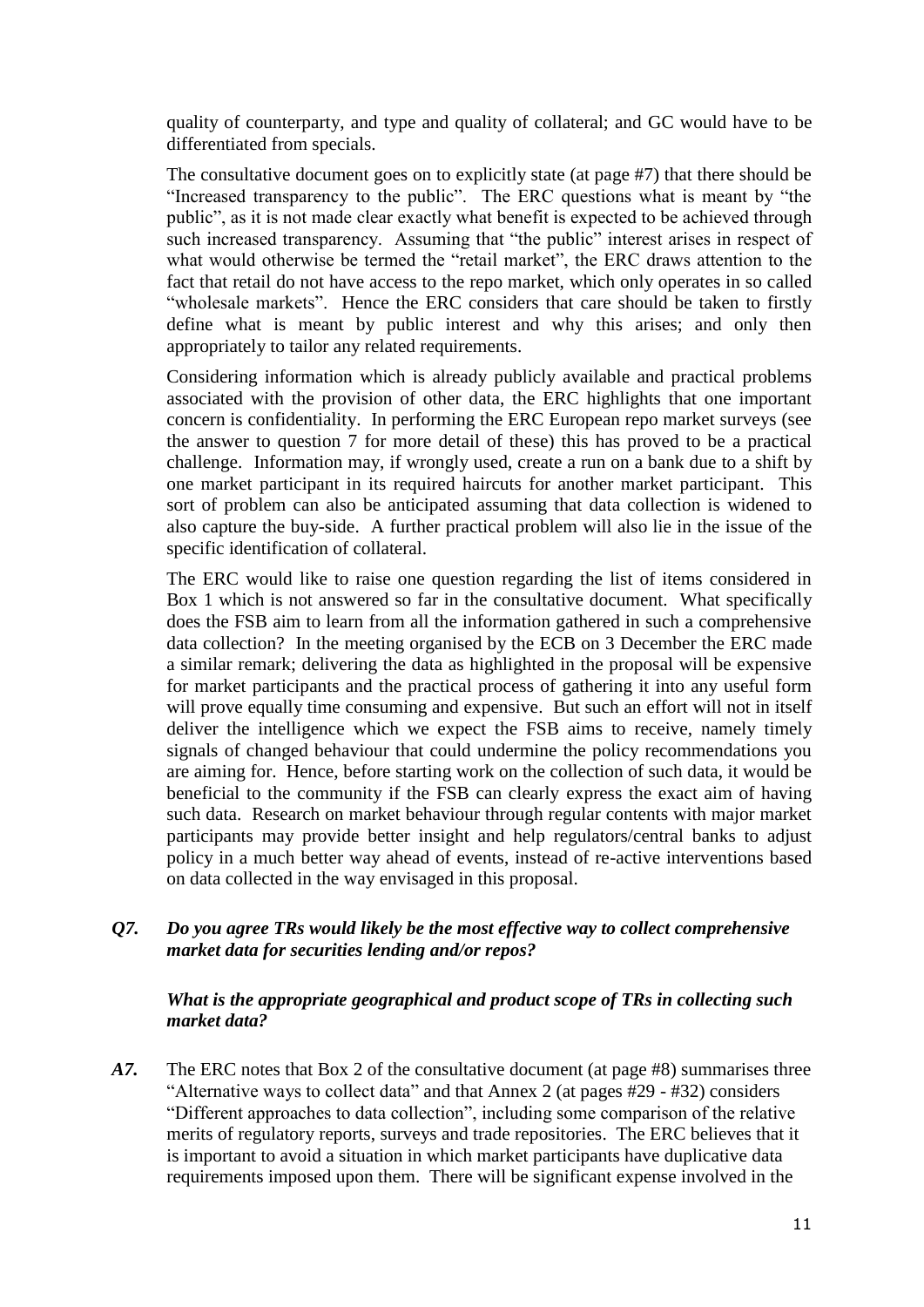quality of counterparty, and type and quality of collateral; and GC would have to be differentiated from specials.

The consultative document goes on to explicitly state (at page #7) that there should be "Increased transparency to the public". The ERC questions what is meant by "the public", as it is not made clear exactly what benefit is expected to be achieved through such increased transparency. Assuming that "the public" interest arises in respect of what would otherwise be termed the "retail market", the ERC draws attention to the fact that retail do not have access to the repo market, which only operates in so called "wholesale markets". Hence the ERC considers that care should be taken to firstly define what is meant by public interest and why this arises; and only then appropriately to tailor any related requirements.

Considering information which is already publicly available and practical problems associated with the provision of other data, the ERC highlights that one important concern is confidentiality. In performing the ERC European repo market surveys (see the answer to question 7 for more detail of these) this has proved to be a practical challenge. Information may, if wrongly used, create a run on a bank due to a shift by one market participant in its required haircuts for another market participant. This sort of problem can also be anticipated assuming that data collection is widened to also capture the buy-side. A further practical problem will also lie in the issue of the specific identification of collateral.

The ERC would like to raise one question regarding the list of items considered in Box 1 which is not answered so far in the consultative document. What specifically does the FSB aim to learn from all the information gathered in such a comprehensive data collection? In the meeting organised by the ECB on 3 December the ERC made a similar remark; delivering the data as highlighted in the proposal will be expensive for market participants and the practical process of gathering it into any useful form will prove equally time consuming and expensive. But such an effort will not in itself deliver the intelligence which we expect the FSB aims to receive, namely timely signals of changed behaviour that could undermine the policy recommendations you are aiming for. Hence, before starting work on the collection of such data, it would be beneficial to the community if the FSB can clearly express the exact aim of having such data. Research on market behaviour through regular contents with major market participants may provide better insight and help regulators/central banks to adjust policy in a much better way ahead of events, instead of re-active interventions based on data collected in the way envisaged in this proposal.

***Q7. Do you agree TRs would likely be the most effective way to collect comprehensive market data for securities lending and/or repos?***

***What is the appropriate geographical and product scope of TRs in collecting such market data?***

***A7.*** The ERC notes that Box 2 of the consultative document (at page #8) summarises three "Alternative ways to collect data" and that Annex 2 (at pages #29 - #32) considers "Different approaches to data collection", including some comparison of the relative merits of regulatory reports, surveys and trade repositories. The ERC believes that it is important to avoid a situation in which market participants have duplicative data requirements imposed upon them. There will be significant expense involved in the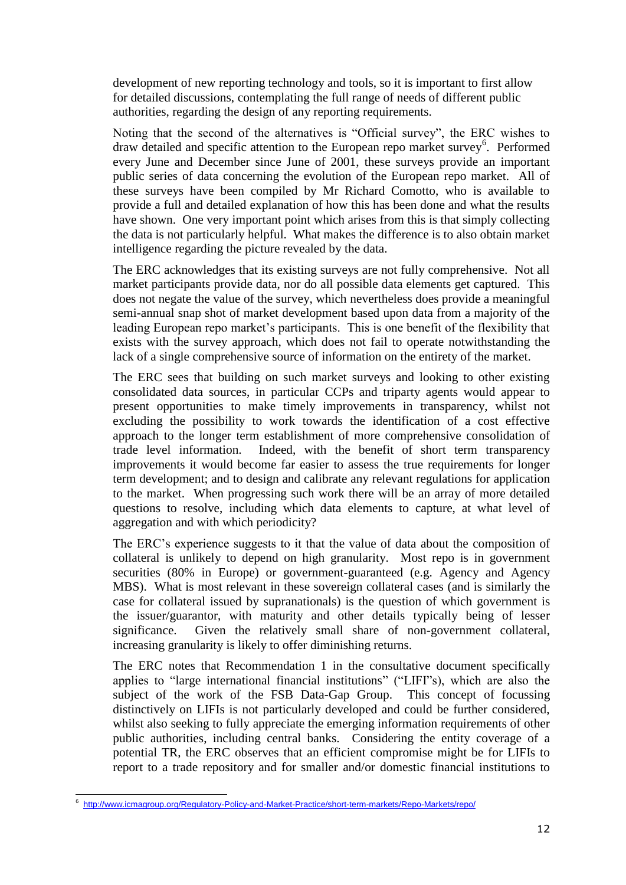development of new reporting technology and tools, so it is important to first allow for detailed discussions, contemplating the full range of needs of different public authorities, regarding the design of any reporting requirements.

Noting that the second of the alternatives is "Official survey", the ERC wishes to draw detailed and specific attention to the European repo market survey[6]. Performed every June and December since June of 2001, these surveys provide an important public series of data concerning the evolution of the European repo market. All of these surveys have been compiled by Mr Richard Comotto, who is available to provide a full and detailed explanation of how this has been done and what the results have shown. One very important point which arises from this is that simply collecting the data is not particularly helpful. What makes the difference is to also obtain market intelligence regarding the picture revealed by the data.

The ERC acknowledges that its existing surveys are not fully comprehensive. Not all market participants provide data, nor do all possible data elements get captured. This does not negate the value of the survey, which nevertheless does provide a meaningful semi-annual snap shot of market development based upon data from a majority of the leading European repo market's participants. This is one benefit of the flexibility that exists with the survey approach, which does not fail to operate notwithstanding the lack of a single comprehensive source of information on the entirety of the market.

The ERC sees that building on such market surveys and looking to other existing consolidated data sources, in particular CCPs and triparty agents would appear to present opportunities to make timely improvements in transparency, whilst not excluding the possibility to work towards the identification of a cost effective approach to the longer term establishment of more comprehensive consolidation of trade level information. Indeed, with the benefit of short term transparency improvements it would become far easier to assess the true requirements for longer term development; and to design and calibrate any relevant regulations for application to the market. When progressing such work there will be an array of more detailed questions to resolve, including which data elements to capture, at what level of aggregation and with which periodicity?

The ERC's experience suggests to it that the value of data about the composition of collateral is unlikely to depend on high granularity. Most repo is in government securities (80% in Europe) or government-guaranteed (e.g. Agency and Agency MBS). What is most relevant in these sovereign collateral cases (and is similarly the case for collateral issued by supranationals) is the question of which government is the issuer/guarantor, with maturity and other details typically being of lesser significance. Given the relatively small share of non-government collateral, increasing granularity is likely to offer diminishing returns.

The ERC notes that Recommendation 1 in the consultative document specifically applies to "large international financial institutions" ("LIFI"s), which are also the subject of the work of the FSB Data-Gap Group. This concept of focussing distinctively on LIFIs is not particularly developed and could be further considered, whilst also seeking to fully appreciate the emerging information requirements of other public authorities, including central banks. Considering the entity coverage of a potential TR, the ERC observes that an efficient compromise might be for LIFIs to report to a trade repository and for smaller and/or domestic financial institutions to

---

[6] http://www.icmagroup.org/Regulatory-Policy-and-Market-Practice/short-term-markets/Repo-Markets/repo/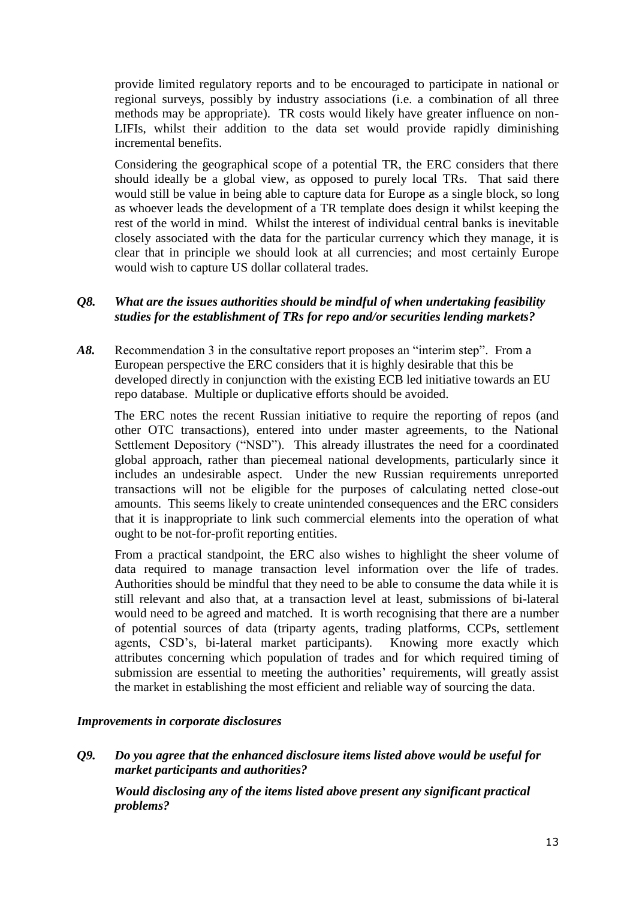provide limited regulatory reports and to be encouraged to participate in national or regional surveys, possibly by industry associations (i.e. a combination of all three methods may be appropriate). TR costs would likely have greater influence on non-LIFIs, whilst their addition to the data set would provide rapidly diminishing incremental benefits.

Considering the geographical scope of a potential TR, the ERC considers that there should ideally be a global view, as opposed to purely local TRs. That said there would still be value in being able to capture data for Europe as a single block, so long as whoever leads the development of a TR template does design it whilst keeping the rest of the world in mind. Whilst the interest of individual central banks is inevitable closely associated with the data for the particular currency which they manage, it is clear that in principle we should look at all currencies; and most certainly Europe would wish to capture US dollar collateral trades.

***Q8. What are the issues authorities should be mindful of when undertaking feasibility studies for the establishment of TRs for repo and/or securities lending markets?***

***A8.*** Recommendation 3 in the consultative report proposes an "interim step". From a European perspective the ERC considers that it is highly desirable that this be developed directly in conjunction with the existing ECB led initiative towards an EU repo database. Multiple or duplicative efforts should be avoided.

The ERC notes the recent Russian initiative to require the reporting of repos (and other OTC transactions), entered into under master agreements, to the National Settlement Depository ("NSD"). This already illustrates the need for a coordinated global approach, rather than piecemeal national developments, particularly since it includes an undesirable aspect. Under the new Russian requirements unreported transactions will not be eligible for the purposes of calculating netted close-out amounts. This seems likely to create unintended consequences and the ERC considers that it is inappropriate to link such commercial elements into the operation of what ought to be not-for-profit reporting entities.

From a practical standpoint, the ERC also wishes to highlight the sheer volume of data required to manage transaction level information over the life of trades. Authorities should be mindful that they need to be able to consume the data while it is still relevant and also that, at a transaction level at least, submissions of bi-lateral would need to be agreed and matched. It is worth recognising that there are a number of potential sources of data (triparty agents, trading platforms, CCPs, settlement agents, CSD's, bi-lateral market participants). Knowing more exactly which attributes concerning which population of trades and for which required timing of submission are essential to meeting the authorities' requirements, will greatly assist the market in establishing the most efficient and reliable way of sourcing the data.

*Improvements in corporate disclosures*

***Q9. Do you agree that the enhanced disclosure items listed above would be useful for market participants and authorities?***

***Would disclosing any of the items listed above present any significant practical problems?***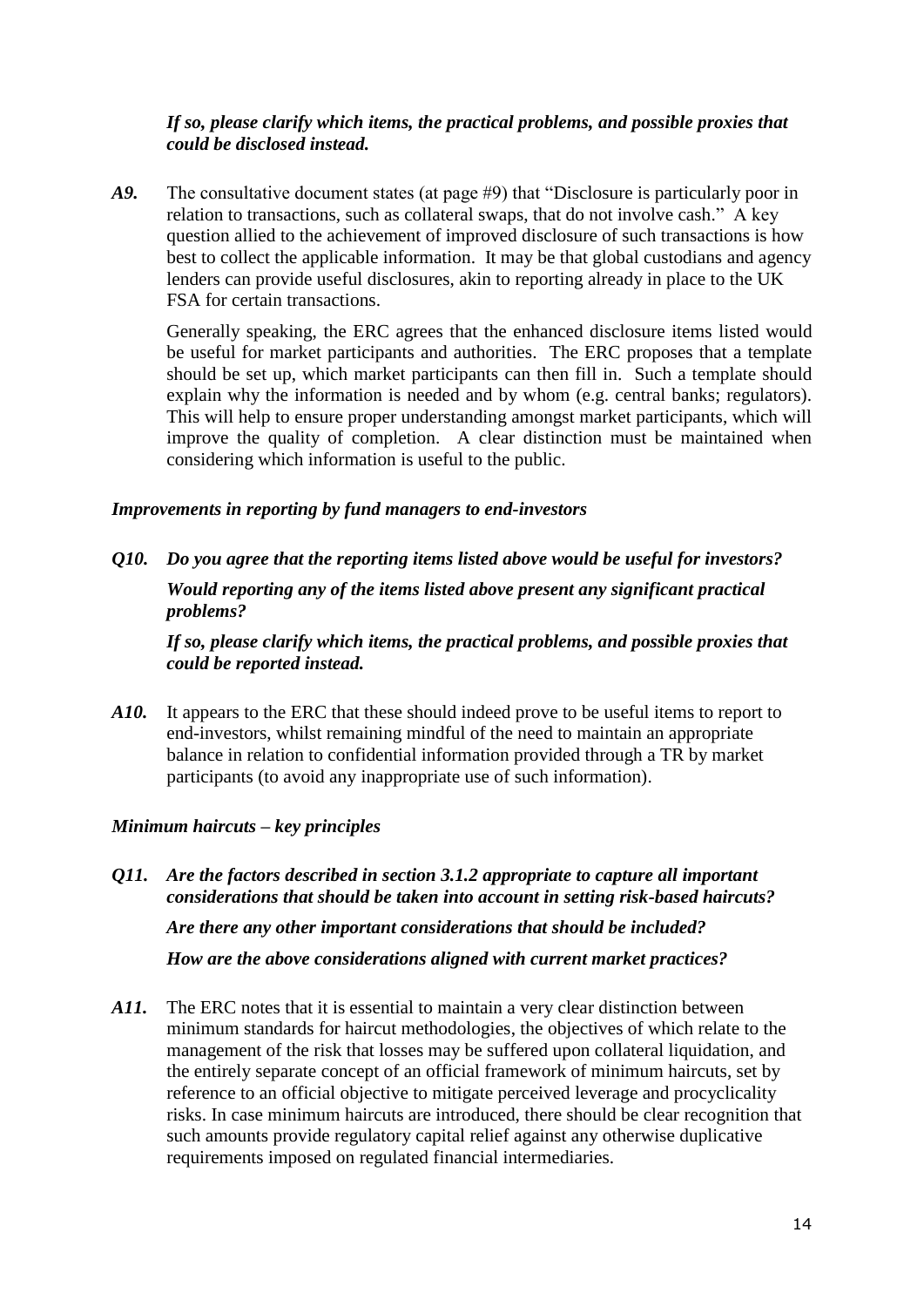*If so, please clarify which items, the practical problems, and possible proxies that could be disclosed instead.*

***A9.*** The consultative document states (at page #9) that "Disclosure is particularly poor in relation to transactions, such as collateral swaps, that do not involve cash." A key question allied to the achievement of improved disclosure of such transactions is how best to collect the applicable information. It may be that global custodians and agency lenders can provide useful disclosures, akin to reporting already in place to the UK FSA for certain transactions.

Generally speaking, the ERC agrees that the enhanced disclosure items listed would be useful for market participants and authorities. The ERC proposes that a template should be set up, which market participants can then fill in. Such a template should explain why the information is needed and by whom (e.g. central banks; regulators). This will help to ensure proper understanding amongst market participants, which will improve the quality of completion. A clear distinction must be maintained when considering which information is useful to the public.

### *Improvements in reporting by fund managers to end-investors*

***Q10. Do you agree that the reporting items listed above would be useful for investors?***

***Would reporting any of the items listed above present any significant practical problems?***

***If so, please clarify which items, the practical problems, and possible proxies that could be reported instead.***

***A10.*** It appears to the ERC that these should indeed prove to be useful items to report to end-investors, whilst remaining mindful of the need to maintain an appropriate balance in relation to confidential information provided through a TR by market participants (to avoid any inappropriate use of such information).

### *Minimum haircuts – key principles*

***Q11. Are the factors described in section 3.1.2 appropriate to capture all important considerations that should be taken into account in setting risk-based haircuts?***

***Are there any other important considerations that should be included?***

***How are the above considerations aligned with current market practices?***

***A11.*** The ERC notes that it is essential to maintain a very clear distinction between minimum standards for haircut methodologies, the objectives of which relate to the management of the risk that losses may be suffered upon collateral liquidation, and the entirely separate concept of an official framework of minimum haircuts, set by reference to an official objective to mitigate perceived leverage and procyclicality risks. In case minimum haircuts are introduced, there should be clear recognition that such amounts provide regulatory capital relief against any otherwise duplicative requirements imposed on regulated financial intermediaries.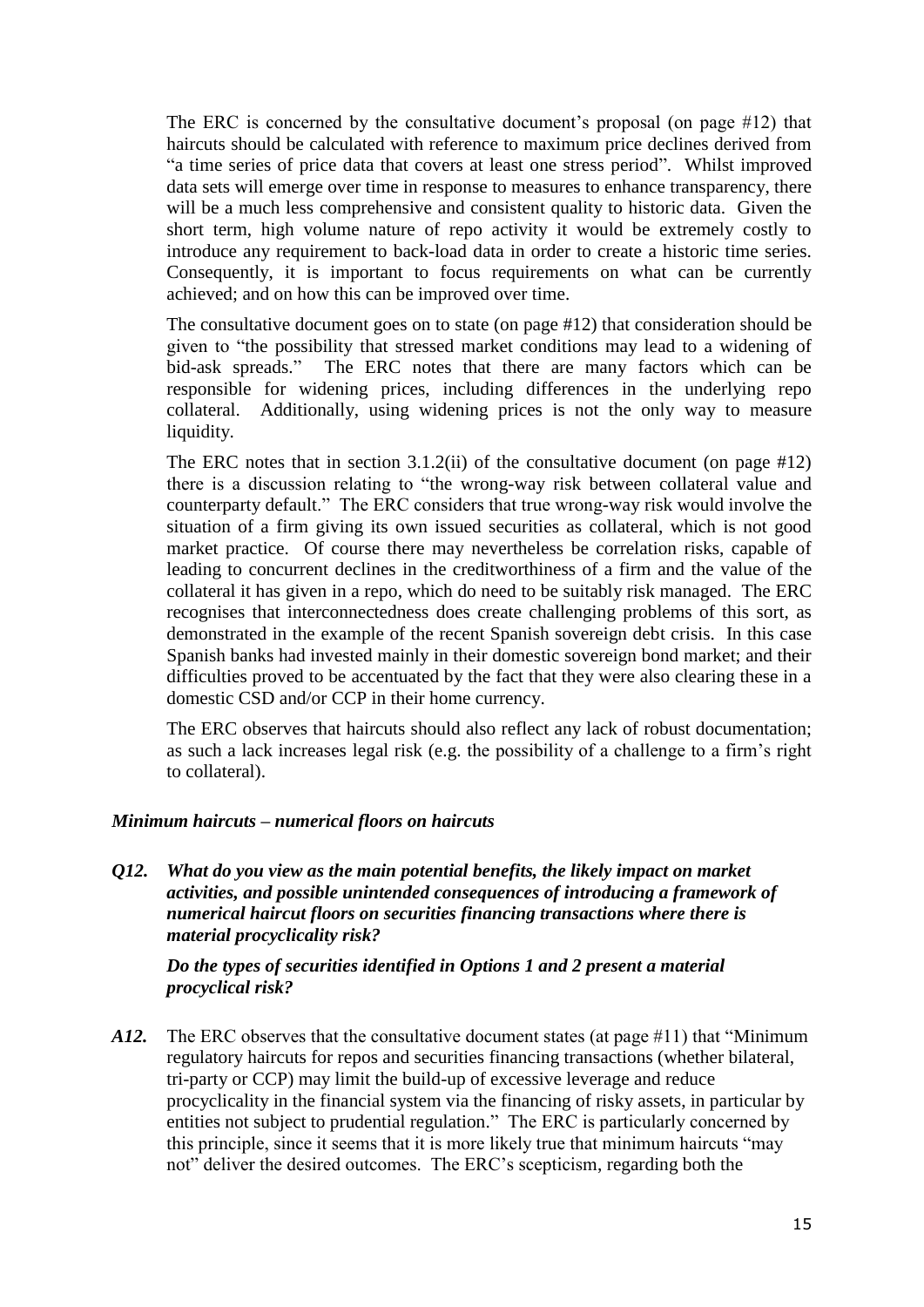The ERC is concerned by the consultative document's proposal (on page #12) that haircuts should be calculated with reference to maximum price declines derived from "a time series of price data that covers at least one stress period". Whilst improved data sets will emerge over time in response to measures to enhance transparency, there will be a much less comprehensive and consistent quality to historic data. Given the short term, high volume nature of repo activity it would be extremely costly to introduce any requirement to back-load data in order to create a historic time series. Consequently, it is important to focus requirements on what can be currently achieved; and on how this can be improved over time.

The consultative document goes on to state (on page #12) that consideration should be given to "the possibility that stressed market conditions may lead to a widening of bid-ask spreads." The ERC notes that there are many factors which can be responsible for widening prices, including differences in the underlying repo collateral. Additionally, using widening prices is not the only way to measure liquidity.

The ERC notes that in section 3.1.2(ii) of the consultative document (on page #12) there is a discussion relating to "the wrong-way risk between collateral value and counterparty default." The ERC considers that true wrong-way risk would involve the situation of a firm giving its own issued securities as collateral, which is not good market practice. Of course there may nevertheless be correlation risks, capable of leading to concurrent declines in the creditworthiness of a firm and the value of the collateral it has given in a repo, which do need to be suitably risk managed. The ERC recognises that interconnectedness does create challenging problems of this sort, as demonstrated in the example of the recent Spanish sovereign debt crisis. In this case Spanish banks had invested mainly in their domestic sovereign bond market; and their difficulties proved to be accentuated by the fact that they were also clearing these in a domestic CSD and/or CCP in their home currency.

The ERC observes that haircuts should also reflect any lack of robust documentation; as such a lack increases legal risk (e.g. the possibility of a challenge to a firm's right to collateral).

### *Minimum haircuts – numerical floors on haircuts*

***Q12. What do you view as the main potential benefits, the likely impact on market activities, and possible unintended consequences of introducing a framework of numerical haircut floors on securities financing transactions where there is material procyclicality risk?***

***Do the types of securities identified in Options 1 and 2 present a material procyclical risk?***

***A12.*** The ERC observes that the consultative document states (at page #11) that "Minimum regulatory haircuts for repos and securities financing transactions (whether bilateral, tri-party or CCP) may limit the build-up of excessive leverage and reduce procyclicality in the financial system via the financing of risky assets, in particular by entities not subject to prudential regulation." The ERC is particularly concerned by this principle, since it seems that it is more likely true that minimum haircuts "may not" deliver the desired outcomes. The ERC's scepticism, regarding both the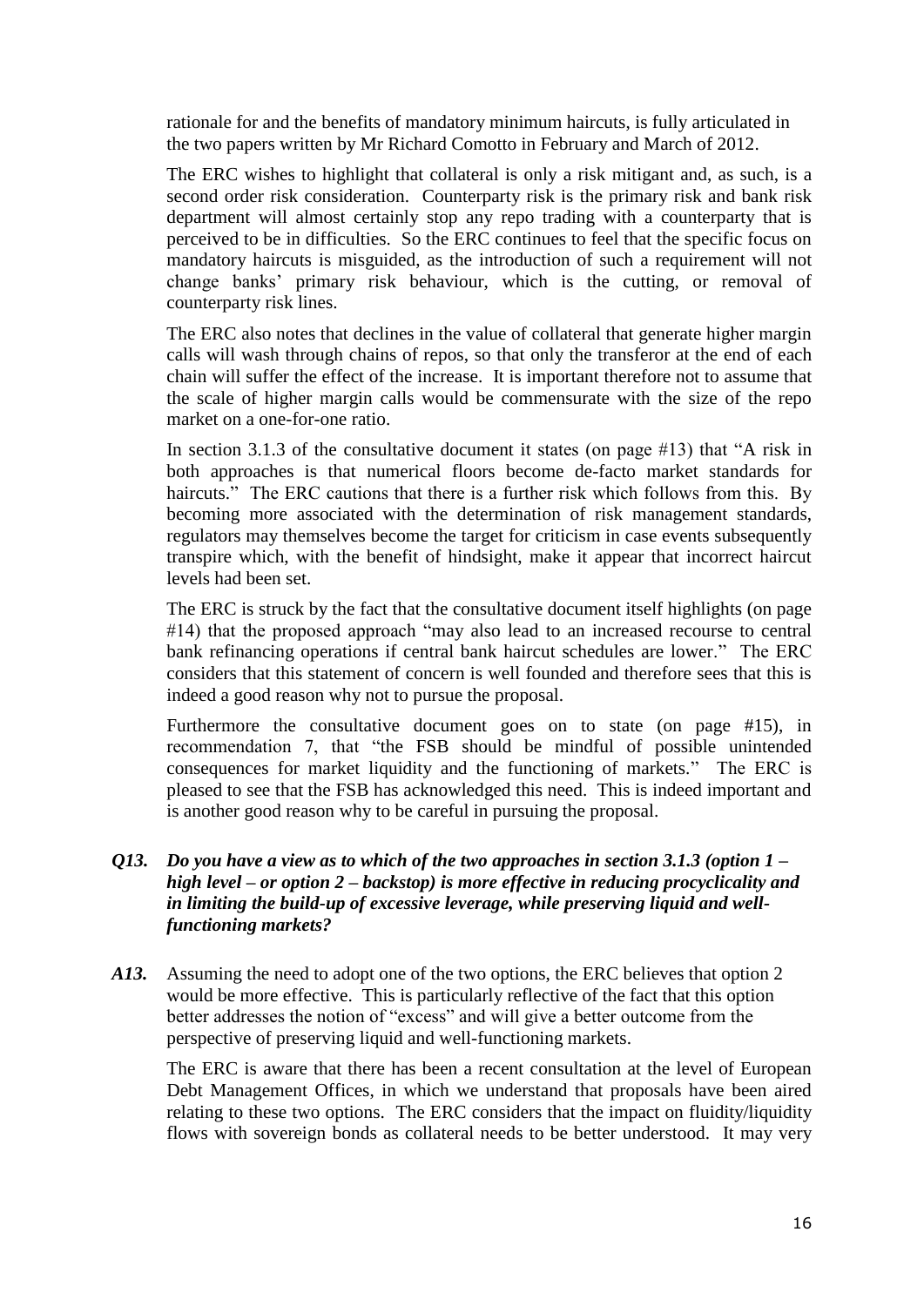rationale for and the benefits of mandatory minimum haircuts, is fully articulated in the two papers written by Mr Richard Comotto in February and March of 2012.

The ERC wishes to highlight that collateral is only a risk mitigant and, as such, is a second order risk consideration. Counterparty risk is the primary risk and bank risk department will almost certainly stop any repo trading with a counterparty that is perceived to be in difficulties. So the ERC continues to feel that the specific focus on mandatory haircuts is misguided, as the introduction of such a requirement will not change banks' primary risk behaviour, which is the cutting, or removal of counterparty risk lines.

The ERC also notes that declines in the value of collateral that generate higher margin calls will wash through chains of repos, so that only the transferor at the end of each chain will suffer the effect of the increase. It is important therefore not to assume that the scale of higher margin calls would be commensurate with the size of the repo market on a one-for-one ratio.

In section 3.1.3 of the consultative document it states (on page #13) that "A risk in both approaches is that numerical floors become de-facto market standards for haircuts." The ERC cautions that there is a further risk which follows from this. By becoming more associated with the determination of risk management standards, regulators may themselves become the target for criticism in case events subsequently transpire which, with the benefit of hindsight, make it appear that incorrect haircut levels had been set.

The ERC is struck by the fact that the consultative document itself highlights (on page #14) that the proposed approach "may also lead to an increased recourse to central bank refinancing operations if central bank haircut schedules are lower." The ERC considers that this statement of concern is well founded and therefore sees that this is indeed a good reason why not to pursue the proposal.

Furthermore the consultative document goes on to state (on page #15), in recommendation 7, that "the FSB should be mindful of possible unintended consequences for market liquidity and the functioning of markets." The ERC is pleased to see that the FSB has acknowledged this need. This is indeed important and is another good reason why to be careful in pursuing the proposal.

***Q13. Do you have a view as to which of the two approaches in section 3.1.3 (option 1 – high level – or option 2 – backstop) is more effective in reducing procyclicality and in limiting the build-up of excessive leverage, while preserving liquid and well-functioning markets?***

***A13.*** Assuming the need to adopt one of the two options, the ERC believes that option 2 would be more effective. This is particularly reflective of the fact that this option better addresses the notion of "excess" and will give a better outcome from the perspective of preserving liquid and well-functioning markets.

The ERC is aware that there has been a recent consultation at the level of European Debt Management Offices, in which we understand that proposals have been aired relating to these two options. The ERC considers that the impact on fluidity/liquidity flows with sovereign bonds as collateral needs to be better understood. It may very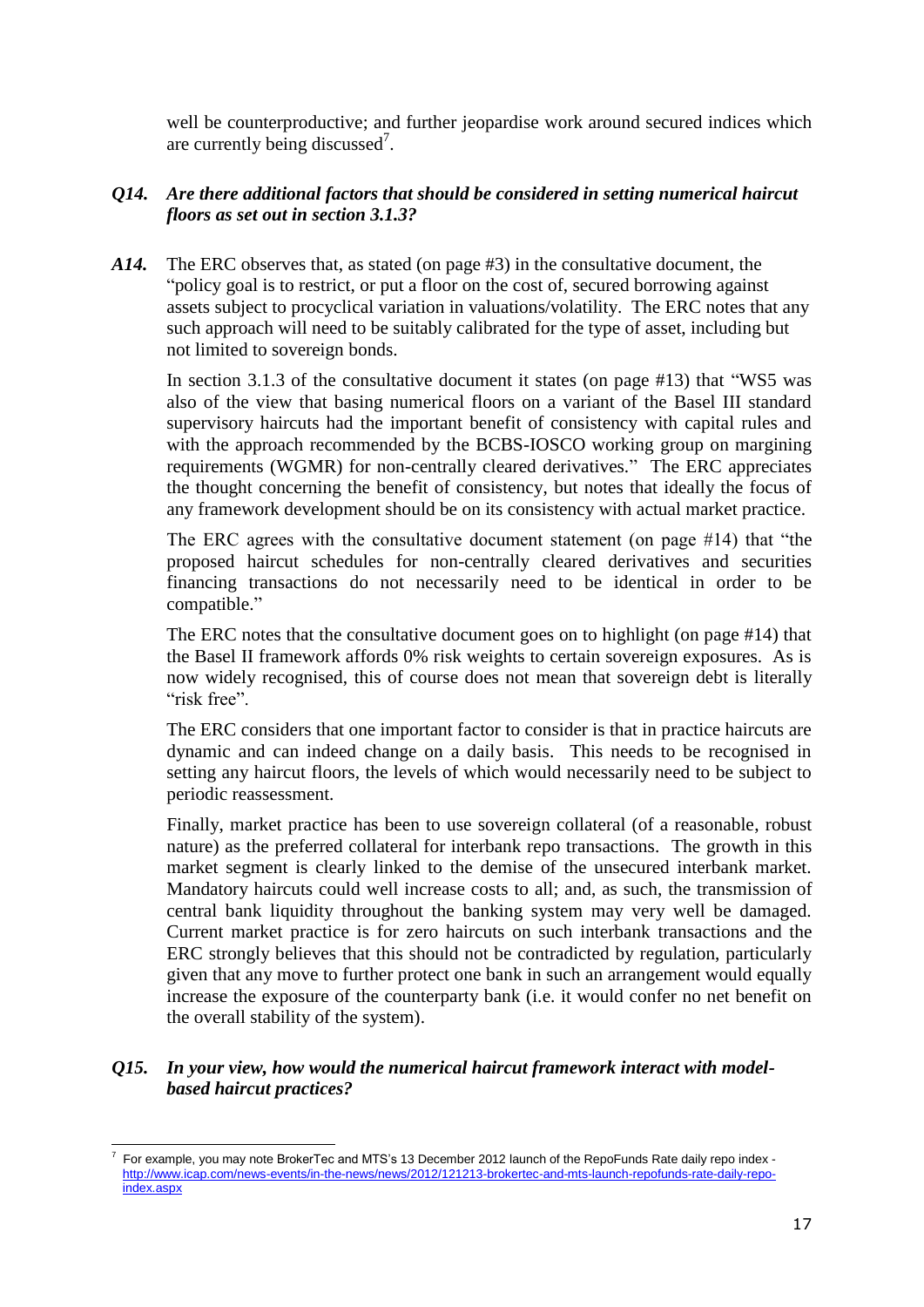well be counterproductive; and further jeopardise work around secured indices which are currently being discussed[7].

***Q14. Are there additional factors that should be considered in setting numerical haircut floors as set out in section 3.1.3?***

***A14.*** The ERC observes that, as stated (on page #3) in the consultative document, the "policy goal is to restrict, or put a floor on the cost of, secured borrowing against assets subject to procyclical variation in valuations/volatility. The ERC notes that any such approach will need to be suitably calibrated for the type of asset, including but not limited to sovereign bonds.

In section 3.1.3 of the consultative document it states (on page #13) that "WS5 was also of the view that basing numerical floors on a variant of the Basel III standard supervisory haircuts had the important benefit of consistency with capital rules and with the approach recommended by the BCBS-IOSCO working group on margining requirements (WGMR) for non-centrally cleared derivatives." The ERC appreciates the thought concerning the benefit of consistency, but notes that ideally the focus of any framework development should be on its consistency with actual market practice.

The ERC agrees with the consultative document statement (on page #14) that "the proposed haircut schedules for non-centrally cleared derivatives and securities financing transactions do not necessarily need to be identical in order to be compatible."

The ERC notes that the consultative document goes on to highlight (on page #14) that the Basel II framework affords 0% risk weights to certain sovereign exposures. As is now widely recognised, this of course does not mean that sovereign debt is literally "risk free".

The ERC considers that one important factor to consider is that in practice haircuts are dynamic and can indeed change on a daily basis. This needs to be recognised in setting any haircut floors, the levels of which would necessarily need to be subject to periodic reassessment.

Finally, market practice has been to use sovereign collateral (of a reasonable, robust nature) as the preferred collateral for interbank repo transactions. The growth in this market segment is clearly linked to the demise of the unsecured interbank market. Mandatory haircuts could well increase costs to all; and, as such, the transmission of central bank liquidity throughout the banking system may very well be damaged. Current market practice is for zero haircuts on such interbank transactions and the ERC strongly believes that this should not be contradicted by regulation, particularly given that any move to further protect one bank in such an arrangement would equally increase the exposure of the counterparty bank (i.e. it would confer no net benefit on the overall stability of the system).

***Q15. In your view, how would the numerical haircut framework interact with model-based haircut practices?***

---

[7] For example, you may note BrokerTec and MTS's 13 December 2012 launch of the RepoFunds Rate daily repo index - http://www.icap.com/news-events/in-the-news/news/2012/121213-brokertec-and-mts-launch-repofunds-rate-daily-repo-index.aspx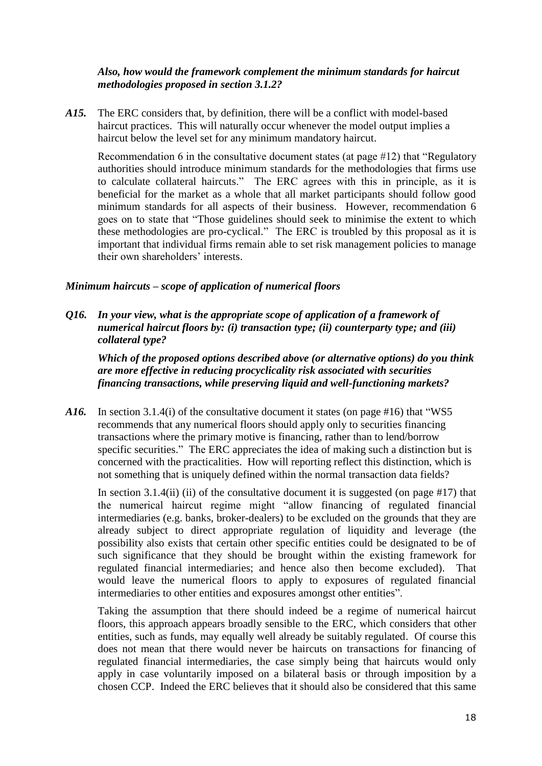***Also, how would the framework complement the minimum standards for haircut methodologies proposed in section 3.1.2?***

***A15.*** The ERC considers that, by definition, there will be a conflict with model-based haircut practices. This will naturally occur whenever the model output implies a haircut below the level set for any minimum mandatory haircut.

Recommendation 6 in the consultative document states (at page #12) that "Regulatory authorities should introduce minimum standards for the methodologies that firms use to calculate collateral haircuts." The ERC agrees with this in principle, as it is beneficial for the market as a whole that all market participants should follow good minimum standards for all aspects of their business. However, recommendation 6 goes on to state that "Those guidelines should seek to minimise the extent to which these methodologies are pro-cyclical." The ERC is troubled by this proposal as it is important that individual firms remain able to set risk management policies to manage their own shareholders' interests.

***Minimum haircuts – scope of application of numerical floors***

***Q16. In your view, what is the appropriate scope of application of a framework of numerical haircut floors by: (i) transaction type; (ii) counterparty type; and (iii) collateral type?***

***Which of the proposed options described above (or alternative options) do you think are more effective in reducing procyclicality risk associated with securities financing transactions, while preserving liquid and well-functioning markets?***

***A16.*** In section 3.1.4(i) of the consultative document it states (on page #16) that "WS5 recommends that any numerical floors should apply only to securities financing transactions where the primary motive is financing, rather than to lend/borrow specific securities." The ERC appreciates the idea of making such a distinction but is concerned with the practicalities. How will reporting reflect this distinction, which is not something that is uniquely defined within the normal transaction data fields?

In section 3.1.4(ii) (ii) of the consultative document it is suggested (on page #17) that the numerical haircut regime might "allow financing of regulated financial intermediaries (e.g. banks, broker-dealers) to be excluded on the grounds that they are already subject to direct appropriate regulation of liquidity and leverage (the possibility also exists that certain other specific entities could be designated to be of such significance that they should be brought within the existing framework for regulated financial intermediaries; and hence also then become excluded). That would leave the numerical floors to apply to exposures of regulated financial intermediaries to other entities and exposures amongst other entities".

Taking the assumption that there should indeed be a regime of numerical haircut floors, this approach appears broadly sensible to the ERC, which considers that other entities, such as funds, may equally well already be suitably regulated. Of course this does not mean that there would never be haircuts on transactions for financing of regulated financial intermediaries, the case simply being that haircuts would only apply in case voluntarily imposed on a bilateral basis or through imposition by a chosen CCP. Indeed the ERC believes that it should also be considered that this same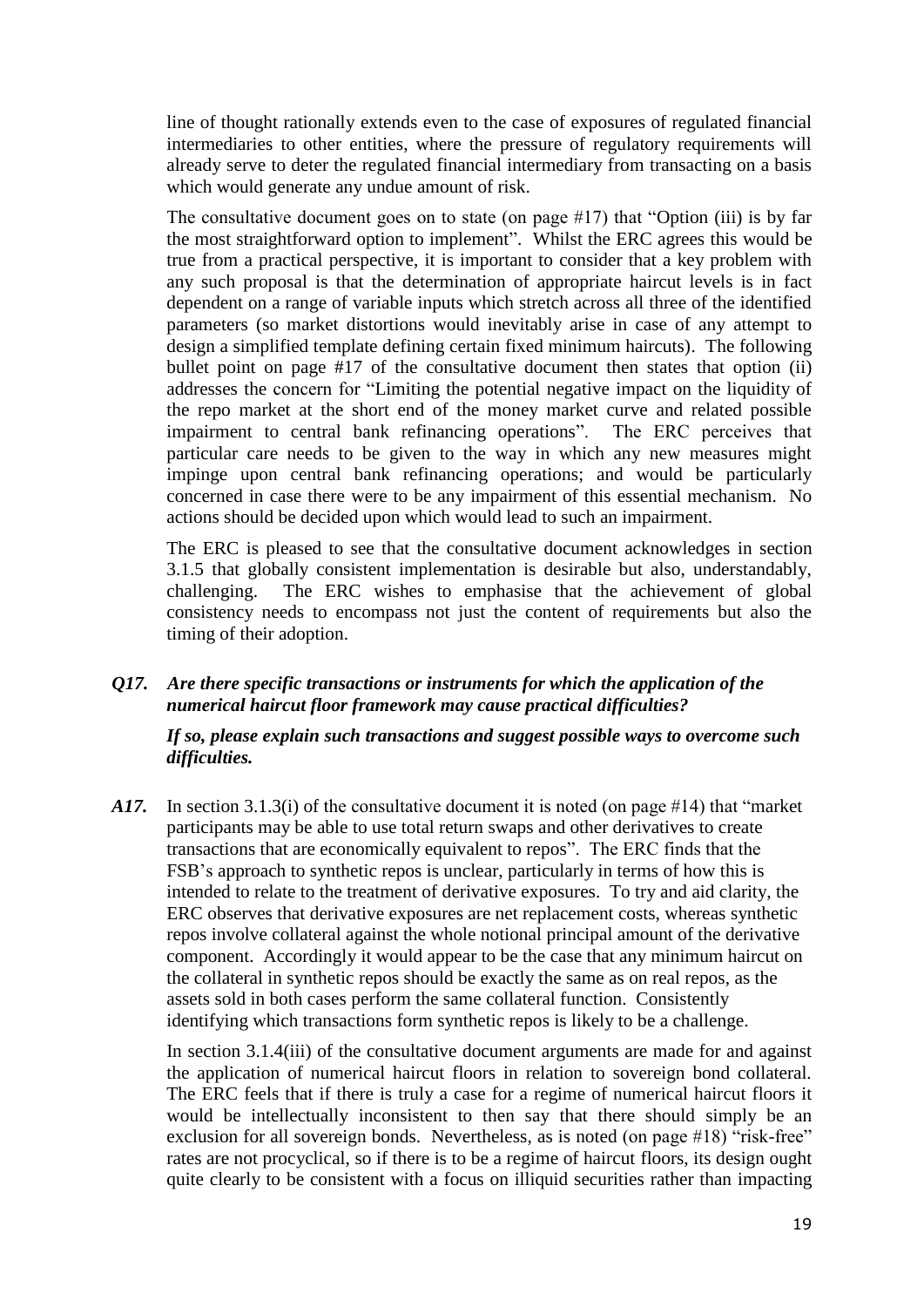line of thought rationally extends even to the case of exposures of regulated financial intermediaries to other entities, where the pressure of regulatory requirements will already serve to deter the regulated financial intermediary from transacting on a basis which would generate any undue amount of risk.

The consultative document goes on to state (on page #17) that "Option (iii) is by far the most straightforward option to implement". Whilst the ERC agrees this would be true from a practical perspective, it is important to consider that a key problem with any such proposal is that the determination of appropriate haircut levels is in fact dependent on a range of variable inputs which stretch across all three of the identified parameters (so market distortions would inevitably arise in case of any attempt to design a simplified template defining certain fixed minimum haircuts). The following bullet point on page #17 of the consultative document then states that option (ii) addresses the concern for "Limiting the potential negative impact on the liquidity of the repo market at the short end of the money market curve and related possible impairment to central bank refinancing operations". The ERC perceives that particular care needs to be given to the way in which any new measures might impinge upon central bank refinancing operations; and would be particularly concerned in case there were to be any impairment of this essential mechanism. No actions should be decided upon which would lead to such an impairment.

The ERC is pleased to see that the consultative document acknowledges in section 3.1.5 that globally consistent implementation is desirable but also, understandably, challenging. The ERC wishes to emphasise that the achievement of global consistency needs to encompass not just the content of requirements but also the timing of their adoption.

***Q17. Are there specific transactions or instruments for which the application of the numerical haircut floor framework may cause practical difficulties?***

***If so, please explain such transactions and suggest possible ways to overcome such difficulties.***

***A17.*** In section 3.1.3(i) of the consultative document it is noted (on page #14) that "market participants may be able to use total return swaps and other derivatives to create transactions that are economically equivalent to repos". The ERC finds that the FSB's approach to synthetic repos is unclear, particularly in terms of how this is intended to relate to the treatment of derivative exposures. To try and aid clarity, the ERC observes that derivative exposures are net replacement costs, whereas synthetic repos involve collateral against the whole notional principal amount of the derivative component. Accordingly it would appear to be the case that any minimum haircut on the collateral in synthetic repos should be exactly the same as on real repos, as the assets sold in both cases perform the same collateral function. Consistently identifying which transactions form synthetic repos is likely to be a challenge.

In section 3.1.4(iii) of the consultative document arguments are made for and against the application of numerical haircut floors in relation to sovereign bond collateral. The ERC feels that if there is truly a case for a regime of numerical haircut floors it would be intellectually inconsistent to then say that there should simply be an exclusion for all sovereign bonds. Nevertheless, as is noted (on page #18) "risk-free" rates are not procyclical, so if there is to be a regime of haircut floors, its design ought quite clearly to be consistent with a focus on illiquid securities rather than impacting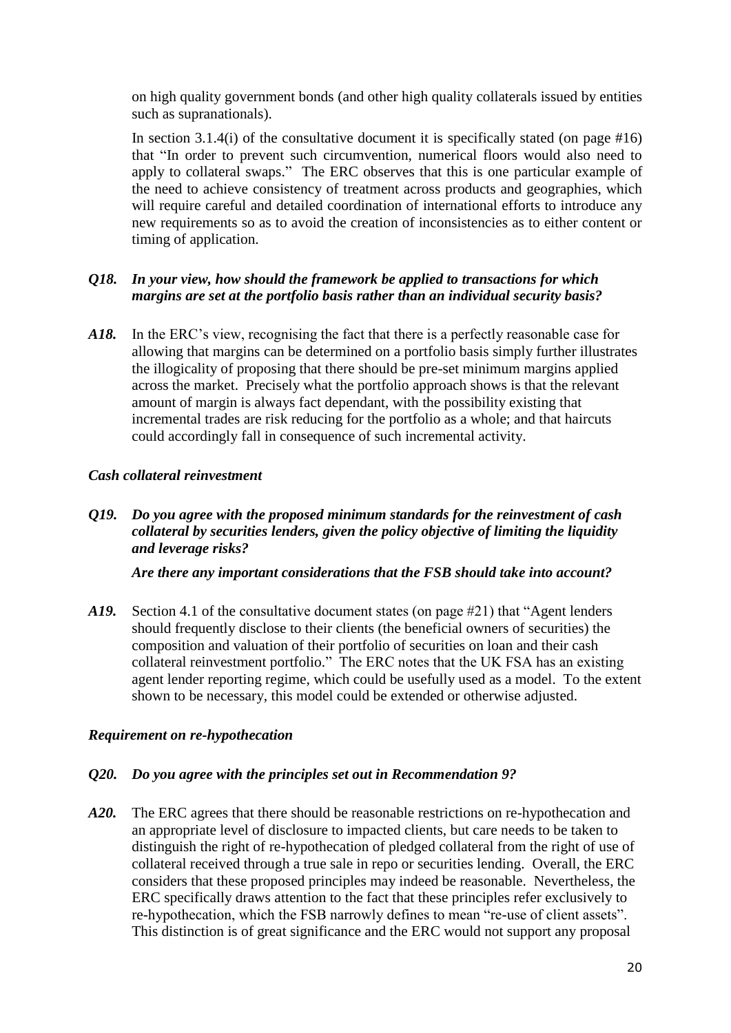on high quality government bonds (and other high quality collaterals issued by entities such as supranationals).

In section 3.1.4(i) of the consultative document it is specifically stated (on page #16) that "In order to prevent such circumvention, numerical floors would also need to apply to collateral swaps." The ERC observes that this is one particular example of the need to achieve consistency of treatment across products and geographies, which will require careful and detailed coordination of international efforts to introduce any new requirements so as to avoid the creation of inconsistencies as to either content or timing of application.

***Q18. In your view, how should the framework be applied to transactions for which margins are set at the portfolio basis rather than an individual security basis?***

***A18.*** In the ERC's view, recognising the fact that there is a perfectly reasonable case for allowing that margins can be determined on a portfolio basis simply further illustrates the illogicality of proposing that there should be pre-set minimum margins applied across the market. Precisely what the portfolio approach shows is that the relevant amount of margin is always fact dependant, with the possibility existing that incremental trades are risk reducing for the portfolio as a whole; and that haircuts could accordingly fall in consequence of such incremental activity.

***Cash collateral reinvestment***

***Q19. Do you agree with the proposed minimum standards for the reinvestment of cash collateral by securities lenders, given the policy objective of limiting the liquidity and leverage risks?***

***Are there any important considerations that the FSB should take into account?***

***A19.*** Section 4.1 of the consultative document states (on page #21) that "Agent lenders should frequently disclose to their clients (the beneficial owners of securities) the composition and valuation of their portfolio of securities on loan and their cash collateral reinvestment portfolio." The ERC notes that the UK FSA has an existing agent lender reporting regime, which could be usefully used as a model. To the extent shown to be necessary, this model could be extended or otherwise adjusted.

***Requirement on re-hypothecation***

***Q20. Do you agree with the principles set out in Recommendation 9?***

***A20.*** The ERC agrees that there should be reasonable restrictions on re-hypothecation and an appropriate level of disclosure to impacted clients, but care needs to be taken to distinguish the right of re-hypothecation of pledged collateral from the right of use of collateral received through a true sale in repo or securities lending. Overall, the ERC considers that these proposed principles may indeed be reasonable. Nevertheless, the ERC specifically draws attention to the fact that these principles refer exclusively to re-hypothecation, which the FSB narrowly defines to mean "re-use of client assets". This distinction is of great significance and the ERC would not support any proposal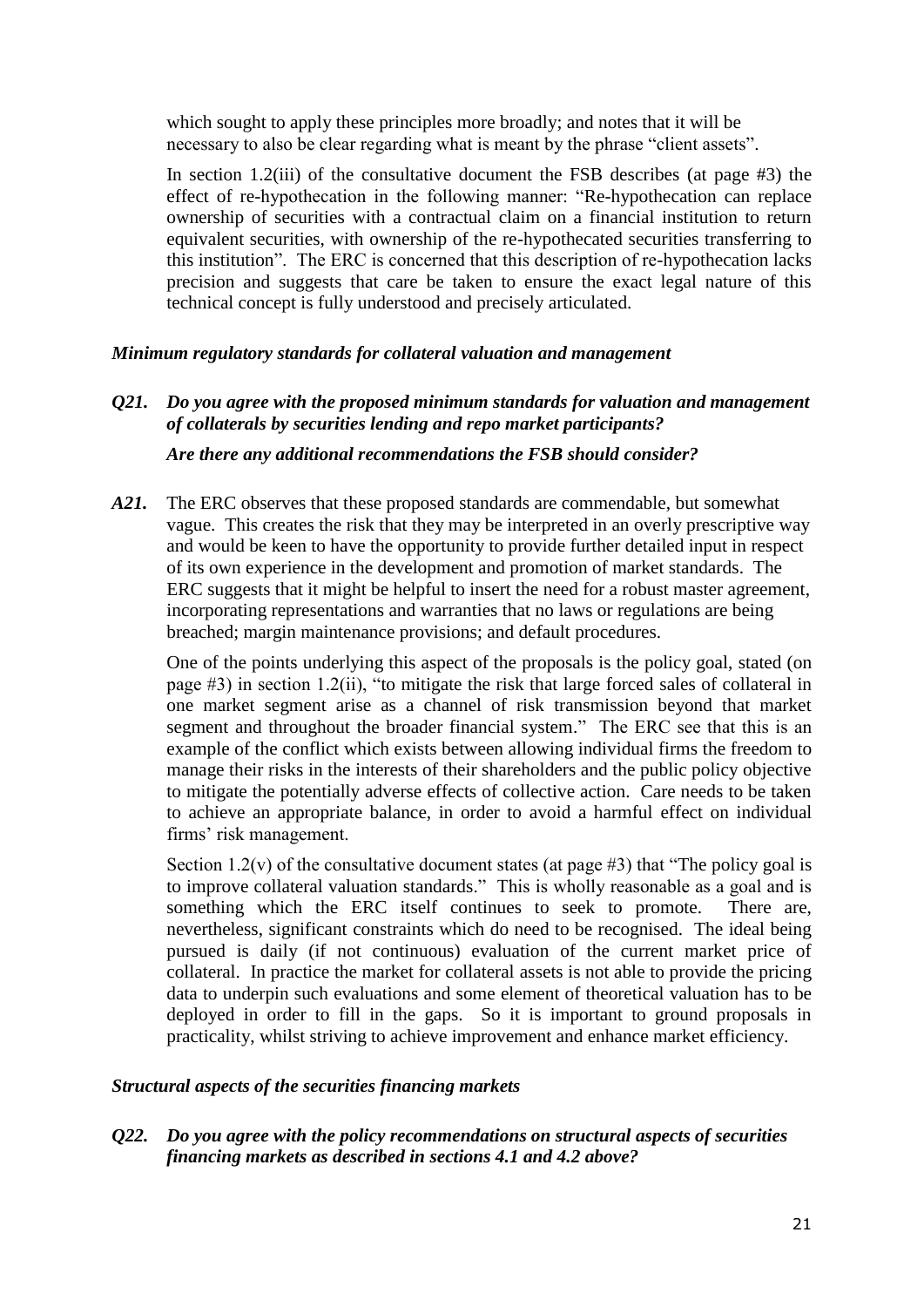which sought to apply these principles more broadly; and notes that it will be necessary to also be clear regarding what is meant by the phrase "client assets".

In section 1.2(iii) of the consultative document the FSB describes (at page #3) the effect of re-hypothecation in the following manner: "Re-hypothecation can replace ownership of securities with a contractual claim on a financial institution to return equivalent securities, with ownership of the re-hypothecated securities transferring to this institution". The ERC is concerned that this description of re-hypothecation lacks precision and suggests that care be taken to ensure the exact legal nature of this technical concept is fully understood and precisely articulated.

***Minimum regulatory standards for collateral valuation and management***

***Q21. Do you agree with the proposed minimum standards for valuation and management of collaterals by securities lending and repo market participants?***

***Are there any additional recommendations the FSB should consider?***

***A21.*** The ERC observes that these proposed standards are commendable, but somewhat vague. This creates the risk that they may be interpreted in an overly prescriptive way and would be keen to have the opportunity to provide further detailed input in respect of its own experience in the development and promotion of market standards. The ERC suggests that it might be helpful to insert the need for a robust master agreement, incorporating representations and warranties that no laws or regulations are being breached; margin maintenance provisions; and default procedures.

One of the points underlying this aspect of the proposals is the policy goal, stated (on page #3) in section 1.2(ii), "to mitigate the risk that large forced sales of collateral in one market segment arise as a channel of risk transmission beyond that market segment and throughout the broader financial system." The ERC see that this is an example of the conflict which exists between allowing individual firms the freedom to manage their risks in the interests of their shareholders and the public policy objective to mitigate the potentially adverse effects of collective action. Care needs to be taken to achieve an appropriate balance, in order to avoid a harmful effect on individual firms' risk management.

Section 1.2(v) of the consultative document states (at page #3) that "The policy goal is to improve collateral valuation standards." This is wholly reasonable as a goal and is something which the ERC itself continues to seek to promote. There are, nevertheless, significant constraints which do need to be recognised. The ideal being pursued is daily (if not continuous) evaluation of the current market price of collateral. In practice the market for collateral assets is not able to provide the pricing data to underpin such evaluations and some element of theoretical valuation has to be deployed in order to fill in the gaps. So it is important to ground proposals in practicality, whilst striving to achieve improvement and enhance market efficiency.

***Structural aspects of the securities financing markets***

***Q22. Do you agree with the policy recommendations on structural aspects of securities financing markets as described in sections 4.1 and 4.2 above?***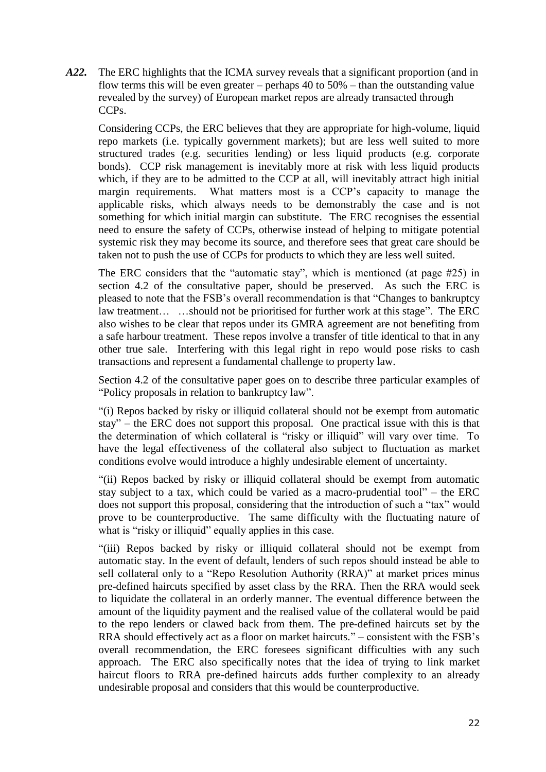***A22.*** The ERC highlights that the ICMA survey reveals that a significant proportion (and in flow terms this will be even greater – perhaps 40 to 50% – than the outstanding value revealed by the survey) of European market repos are already transacted through CCPs.

Considering CCPs, the ERC believes that they are appropriate for high-volume, liquid repo markets (i.e. typically government markets); but are less well suited to more structured trades (e.g. securities lending) or less liquid products (e.g. corporate bonds). CCP risk management is inevitably more at risk with less liquid products which, if they are to be admitted to the CCP at all, will inevitably attract high initial margin requirements. What matters most is a CCP's capacity to manage the applicable risks, which always needs to be demonstrably the case and is not something for which initial margin can substitute. The ERC recognises the essential need to ensure the safety of CCPs, otherwise instead of helping to mitigate potential systemic risk they may become its source, and therefore sees that great care should be taken not to push the use of CCPs for products to which they are less well suited.

The ERC considers that the "automatic stay", which is mentioned (at page #25) in section 4.2 of the consultative paper, should be preserved. As such the ERC is pleased to note that the FSB's overall recommendation is that "Changes to bankruptcy law treatment… …should not be prioritised for further work at this stage". The ERC also wishes to be clear that repos under its GMRA agreement are not benefiting from a safe harbour treatment. These repos involve a transfer of title identical to that in any other true sale. Interfering with this legal right in repo would pose risks to cash transactions and represent a fundamental challenge to property law.

Section 4.2 of the consultative paper goes on to describe three particular examples of "Policy proposals in relation to bankruptcy law".

"(i) Repos backed by risky or illiquid collateral should not be exempt from automatic stay" – the ERC does not support this proposal. One practical issue with this is that the determination of which collateral is "risky or illiquid" will vary over time. To have the legal effectiveness of the collateral also subject to fluctuation as market conditions evolve would introduce a highly undesirable element of uncertainty.

"(ii) Repos backed by risky or illiquid collateral should be exempt from automatic stay subject to a tax, which could be varied as a macro-prudential tool" – the ERC does not support this proposal, considering that the introduction of such a "tax" would prove to be counterproductive. The same difficulty with the fluctuating nature of what is "risky or illiquid" equally applies in this case.

"(iii) Repos backed by risky or illiquid collateral should not be exempt from automatic stay. In the event of default, lenders of such repos should instead be able to sell collateral only to a "Repo Resolution Authority (RRA)" at market prices minus pre-defined haircuts specified by asset class by the RRA. Then the RRA would seek to liquidate the collateral in an orderly manner. The eventual difference between the amount of the liquidity payment and the realised value of the collateral would be paid to the repo lenders or clawed back from them. The pre-defined haircuts set by the RRA should effectively act as a floor on market haircuts." – consistent with the FSB's overall recommendation, the ERC foresees significant difficulties with any such approach. The ERC also specifically notes that the idea of trying to link market haircut floors to RRA pre-defined haircuts adds further complexity to an already undesirable proposal and considers that this would be counterproductive.